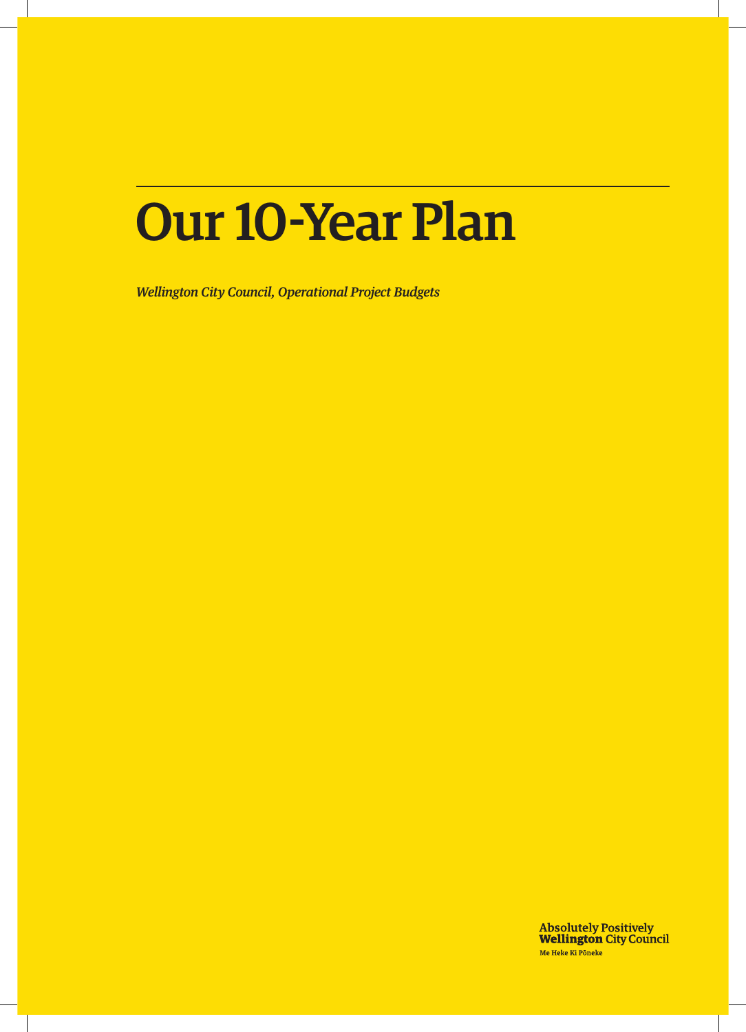# Our 10-Year Plan

*Wellington City Council, Operational Project Budgets*

**Absolutely Positively**
**Wellington** City Council
Me Heke Ki Pōneke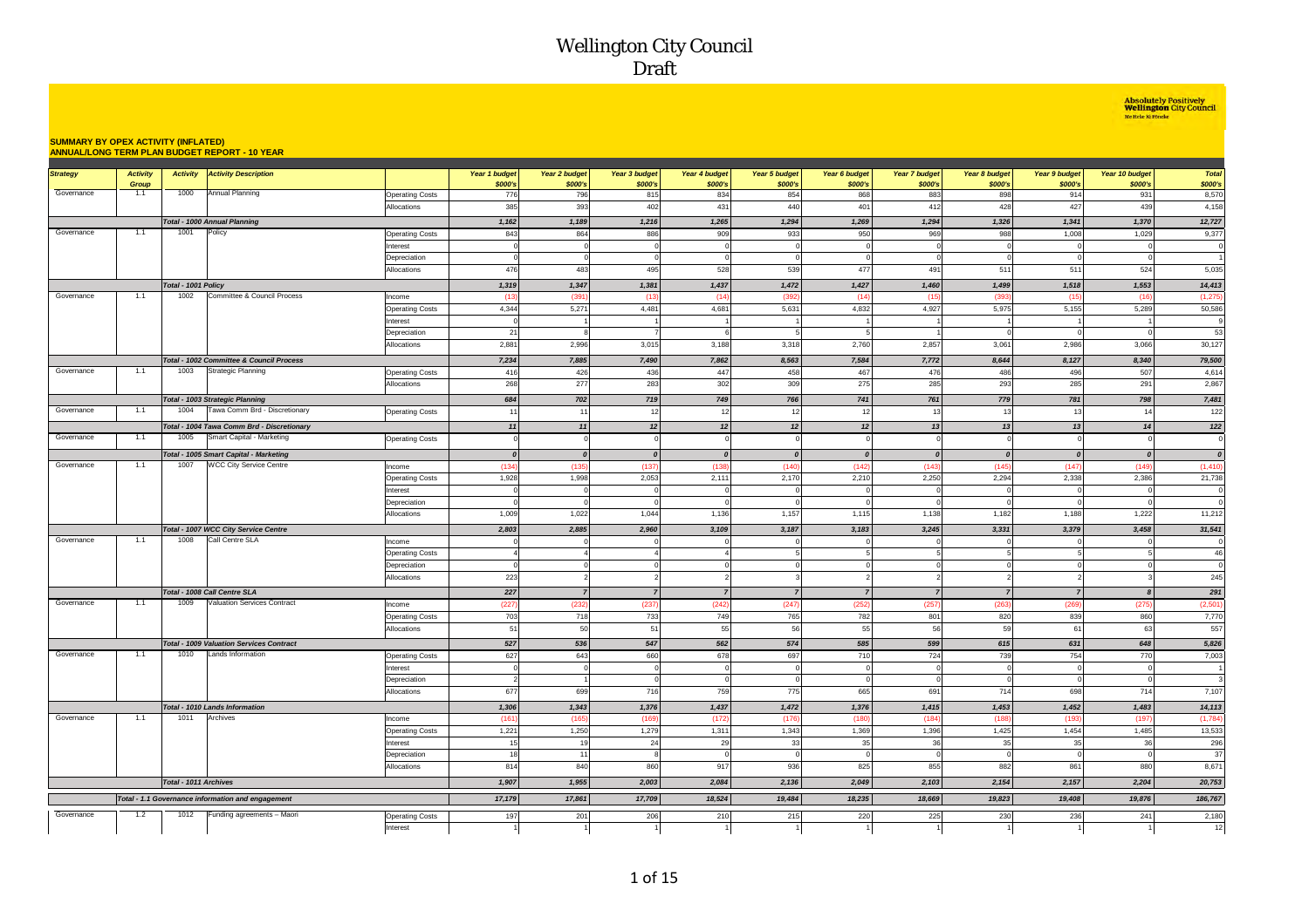# Wellington City Council
## Draft

Absolutely Positively **Wellington** City Council
Me Heke Ki Pōneke

**SUMMARY BY OPEX ACTIVITY (INFLATED)**
**ANNUAL/LONG TERM PLAN BUDGET REPORT - 10 YEAR**

| Strategy | Activity Group | Activity | Activity Description | | Year 1 budget $000's | Year 2 budget $000's | Year 3 budget $000's | Year 4 budget $000's | Year 5 budget $000's | Year 6 budget $000's | Year 7 budget $000's | Year 8 budget $000's | Year 9 budget $000's | Year 10 budget $000's | Total $000's |
|---|---|---|---|---|---|---|---|---|---|---|---|---|---|---|---|
| Governance | 1.1 | 1000 | Annual Planning | Operating Costs | 776 | 796 | 815 | 834 | 854 | 868 | 883 | 898 | 914 | 931 | 8,570 |
| | | | | Allocations | 385 | 393 | 402 | 431 | 440 | 401 | 412 | 428 | 427 | 439 | 4,158 |
| | | Total - 1000 Annual Planning | | | 1,162 | 1,189 | 1,216 | 1,265 | 1,294 | 1,269 | 1,294 | 1,326 | 1,341 | 1,370 | 12,727 |
| Governance | 1.1 | 1001 | Policy | Operating Costs | 843 | 864 | 886 | 909 | 933 | 950 | 969 | 988 | 1,008 | 1,029 | 9,377 |
| | | | | Interest | 0 | 0 | 0 | 0 | 0 | 0 | 0 | 0 | 0 | 0 | 0 |
| | | | | Depreciation | 0 | 0 | 0 | 0 | 0 | 0 | 0 | 0 | 0 | 0 | 1 |
| | | | | Allocations | 476 | 483 | 495 | 528 | 539 | 477 | 491 | 511 | 511 | 524 | 5,035 |
| | | Total - 1001 Policy | | | 1,319 | 1,347 | 1,381 | 1,437 | 1,472 | 1,427 | 1,460 | 1,499 | 1,518 | 1,553 | 14,413 |
| Governance | 1.1 | 1002 | Committee & Council Process | Income | (13) | (391) | (13) | (14) | (392) | (14) | (15) | (393) | (15) | (16) | (1,275) |
| | | | | Operating Costs | 4,344 | 5,271 | 4,481 | 4,681 | 5,631 | 4,832 | 4,927 | 5,975 | 5,155 | 5,289 | 50,586 |
| | | | | Interest | 0 | 1 | 1 | 1 | 1 | 1 | 1 | 1 | 1 | 1 | 9 |
| | | | | Depreciation | 21 | 8 | 7 | 6 | 5 | 5 | 1 | 0 | 0 | 0 | 53 |
| | | | | Allocations | 2,881 | 2,996 | 3,015 | 3,188 | 3,318 | 2,760 | 2,857 | 3,061 | 2,986 | 3,066 | 30,127 |
| | | Total - 1002 Committee & Council Process | | | 7,234 | 7,885 | 7,490 | 7,862 | 8,563 | 7,584 | 7,772 | 8,644 | 8,127 | 8,340 | 79,500 |
| Governance | 1.1 | 1003 | Strategic Planning | Operating Costs | 416 | 426 | 436 | 447 | 458 | 467 | 476 | 486 | 496 | 507 | 4,614 |
| | | | | Allocations | 268 | 277 | 283 | 302 | 309 | 275 | 285 | 293 | 285 | 291 | 2,867 |
| | | Total - 1003 Strategic Planning | | | 684 | 702 | 719 | 749 | 766 | 741 | 761 | 779 | 781 | 798 | 7,481 |
| Governance | 1.1 | 1004 | Tawa Comm Brd - Discretionary | Operating Costs | 11 | 11 | 12 | 12 | 12 | 12 | 13 | 13 | 13 | 14 | 122 |
| | | Total - 1004 Tawa Comm Brd - Discretionary | | | 11 | 11 | 12 | 12 | 12 | 12 | 13 | 13 | 13 | 14 | 122 |
| Governance | 1.1 | 1005 | Smart Capital - Marketing | Operating Costs | 0 | 0 | 0 | 0 | 0 | 0 | 0 | 0 | 0 | 0 | 0 |
| | | Total - 1005 Smart Capital - Marketing | | | 0 | 0 | 0 | 0 | 0 | 0 | 0 | 0 | 0 | 0 | 0 |
| Governance | 1.1 | 1007 | WCC City Service Centre | Income | (134) | (135) | (137) | (138) | (140) | (142) | (143) | (145) | (147) | (149) | (1,410) |
| | | | | Operating Costs | 1,928 | 1,998 | 2,053 | 2,111 | 2,170 | 2,210 | 2,250 | 2,294 | 2,338 | 2,386 | 21,738 |
| | | | | Interest | 0 | 0 | 0 | 0 | 0 | 0 | 0 | 0 | 0 | 0 | 0 |
| | | | | Depreciation | 0 | 0 | 0 | 0 | 0 | 0 | 0 | 0 | 0 | 0 | 0 |
| | | | | Allocations | 1,009 | 1,022 | 1,044 | 1,136 | 1,157 | 1,115 | 1,138 | 1,182 | 1,188 | 1,222 | 11,212 |
| | | Total - 1007 WCC City Service Centre | | | 2,803 | 2,885 | 2,960 | 3,109 | 3,187 | 3,183 | 3,245 | 3,331 | 3,379 | 3,458 | 31,541 |
| Governance | 1.1 | 1008 | Call Centre SLA | Income | 0 | 0 | 0 | 0 | 0 | 0 | 0 | 0 | 0 | 0 | 0 |
| | | | | Operating Costs | 4 | 4 | 4 | 4 | 5 | 5 | 5 | 5 | 5 | 5 | 46 |
| | | | | Depreciation | 0 | 0 | 0 | 0 | 0 | 0 | 0 | 0 | 0 | 0 | 0 |
| | | | | Allocations | 223 | 2 | 2 | 2 | 3 | 2 | 2 | 2 | 2 | 3 | 245 |
| | | Total - 1008 Call Centre SLA | | | 227 | 7 | 7 | 7 | 7 | 7 | 7 | 7 | 7 | 8 | 291 |
| Governance | 1.1 | 1009 | Valuation Services Contract | Income | (227) | (232) | (237) | (242) | (247) | (252) | (257) | (263) | (269) | (275) | (2,501) |
| | | | | Operating Costs | 703 | 718 | 733 | 749 | 765 | 782 | 801 | 820 | 839 | 860 | 7,770 |
| | | | | Allocations | 51 | 50 | 51 | 55 | 56 | 55 | 56 | 59 | 61 | 63 | 557 |
| | | Total - 1009 Valuation Services Contract | | | 527 | 536 | 547 | 562 | 574 | 585 | 599 | 615 | 631 | 648 | 5,826 |
| Governance | 1.1 | 1010 | Lands Information | Operating Costs | 627 | 643 | 660 | 678 | 697 | 710 | 724 | 739 | 754 | 770 | 7,003 |
| | | | | Interest | 0 | 0 | 0 | 0 | 0 | 0 | 0 | 0 | 0 | 0 | 1 |
| | | | | Depreciation | 2 | 1 | 0 | 0 | 0 | 0 | 0 | 0 | 0 | 0 | 3 |
| | | | | Allocations | 677 | 699 | 716 | 759 | 775 | 665 | 691 | 714 | 698 | 714 | 7,107 |
| | | Total - 1010 Lands Information | | | 1,306 | 1,343 | 1,376 | 1,437 | 1,472 | 1,376 | 1,415 | 1,453 | 1,452 | 1,483 | 14,113 |
| Governance | 1.1 | 1011 | Archives | Income | (161) | (165) | (169) | (172) | (176) | (180) | (184) | (188) | (193) | (197) | (1,784) |
| | | | | Operating Costs | 1,221 | 1,250 | 1,279 | 1,311 | 1,343 | 1,369 | 1,396 | 1,425 | 1,454 | 1,485 | 13,533 |
| | | | | Interest | 15 | 19 | 24 | 29 | 33 | 35 | 36 | 35 | 35 | 36 | 296 |
| | | | | Depreciation | 18 | 11 | 8 | 0 | 0 | 0 | 0 | 0 | 0 | 0 | 37 |
| | | | | Allocations | 814 | 840 | 860 | 917 | 936 | 825 | 855 | 882 | 861 | 880 | 8,671 |
| | | Total - 1011 Archives | | | 1,907 | 1,955 | 2,003 | 2,084 | 2,136 | 2,049 | 2,103 | 2,154 | 2,157 | 2,204 | 20,753 |
| | Total - 1.1 Governance information and engagement | | | | 17,179 | 17,861 | 17,709 | 18,524 | 19,484 | 18,235 | 18,669 | 19,823 | 19,408 | 19,876 | 186,767 |
| Governance | 1.2 | 1012 | Funding agreements – Maori | Operating Costs | 197 | 201 | 206 | 210 | 215 | 220 | 225 | 230 | 236 | 241 | 2,180 |
| | | | | Interest | 1 | 1 | 1 | 1 | 1 | 1 | 1 | 1 | 1 | 1 | 12 |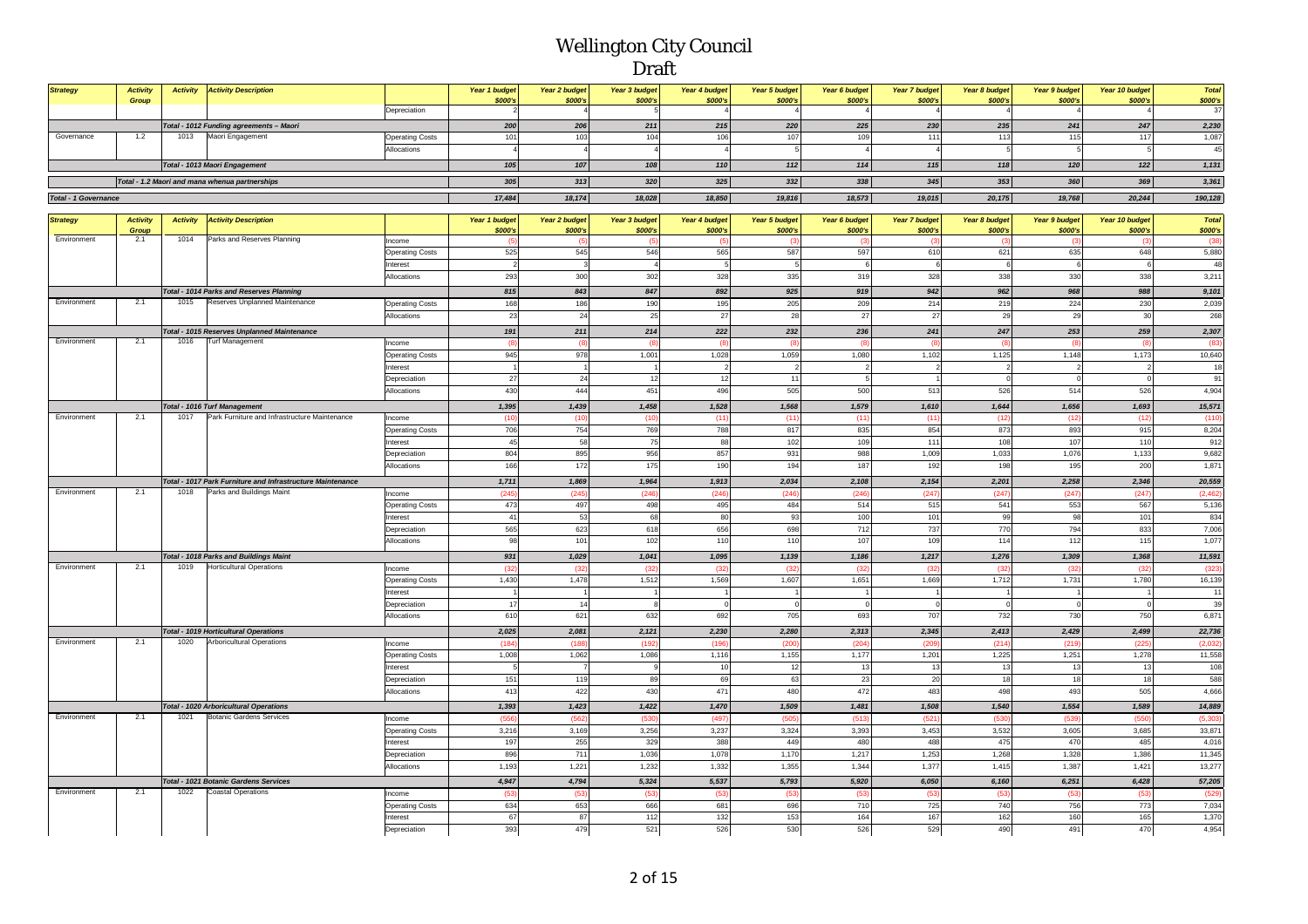# Wellington City Council

## Draft

| Strategy | Activity Group | Activity | Activity Description | | Year 1 budget $000's | Year 2 budget $000's | Year 3 budget $000's | Year 4 budget $000's | Year 5 budget $000's | Year 6 budget $000's | Year 7 budget $000's | Year 8 budget $000's | Year 9 budget $000's | Year 10 budget $000's | Total $000's |
|---|---|---|---|---|---|---|---|---|---|---|---|---|---|---|---|
| | | | | Depreciation | 2 | 4 | 5 | 4 | 4 | 4 | 4 | 4 | 4 | 4 | 37 |
| | | | *Total - 1012 Funding agreements – Maori* | | *200* | *206* | *211* | *215* | *220* | *225* | *230* | *235* | *241* | *247* | *2,230* |
| Governance | 1.2 | 1013 | Maori Engagement | Operating Costs | 101 | 103 | 104 | 106 | 107 | 109 | 111 | 113 | 115 | 117 | 1,087 |
| | | | | Allocations | 4 | 4 | 4 | 4 | 5 | 4 | 4 | 5 | 5 | 5 | 45 |
| | | | *Total - 1013 Maori Engagement* | | *105* | *107* | *108* | *110* | *112* | *114* | *115* | *118* | *120* | *122* | *1,131* |
| | | *Total - 1.2 Maori and mana whenua partnerships* | | | *305* | *313* | *320* | *325* | *332* | *338* | *345* | *353* | *360* | *369* | *3,361* |
| *Total - 1 Governance* | | | | | *17,484* | *18,174* | *18,028* | *18,850* | *19,816* | *18,573* | *19,015* | *20,175* | *19,768* | *20,244* | *190,128* |

| Strategy | Activity Group | Activity | Activity Description | | Year 1 budget $000's | Year 2 budget $000's | Year 3 budget $000's | Year 4 budget $000's | Year 5 budget $000's | Year 6 budget $000's | Year 7 budget $000's | Year 8 budget $000's | Year 9 budget $000's | Year 10 budget $000's | Total $000's |
|---|---|---|---|---|---|---|---|---|---|---|---|---|---|---|---|
| Environment | 2.1 | 1014 | Parks and Reserves Planning | Income | (5) | (5) | (5) | (5) | (3) | (3) | (3) | (3) | (3) | (3) | (38) |
| | | | | Operating Costs | 525 | 545 | 546 | 565 | 587 | 597 | 610 | 621 | 635 | 648 | 5,880 |
| | | | | Interest | 2 | 3 | 4 | 5 | 5 | 6 | 6 | 6 | 6 | 6 | 48 |
| | | | | Allocations | 293 | 300 | 302 | 328 | 335 | 319 | 328 | 338 | 330 | 338 | 3,211 |
| | | | *Total - 1014 Parks and Reserves Planning* | | *815* | *843* | *847* | *892* | *925* | *919* | *942* | *962* | *968* | *988* | *9,101* |
| Environment | 2.1 | 1015 | Reserves Unplanned Maintenance | Operating Costs | 168 | 186 | 190 | 195 | 205 | 209 | 214 | 219 | 224 | 230 | 2,039 |
| | | | | Allocations | 23 | 24 | 25 | 27 | 28 | 27 | 27 | 29 | 29 | 30 | 268 |
| | | | *Total - 1015 Reserves Unplanned Maintenance* | | *191* | *211* | *214* | *222* | *232* | *236* | *241* | *247* | *253* | *259* | *2,307* |
| Environment | 2.1 | 1016 | Turf Management | Income | (8) | (8) | (8) | (8) | (8) | (8) | (8) | (8) | (8) | (8) | (83) |
| | | | | Operating Costs | 945 | 978 | 1,001 | 1,028 | 1,059 | 1,080 | 1,102 | 1,125 | 1,148 | 1,173 | 10,640 |
| | | | | Interest | 1 | 1 | 1 | 2 | 2 | 2 | 2 | 2 | 2 | 2 | 18 |
| | | | | Depreciation | 27 | 24 | 12 | 12 | 11 | 5 | 1 | 0 | 0 | 0 | 91 |
| | | | | Allocations | 430 | 444 | 451 | 496 | 505 | 500 | 513 | 526 | 514 | 526 | 4,904 |
| | | | *Total - 1016 Turf Management* | | *1,395* | *1,439* | *1,458* | *1,528* | *1,568* | *1,579* | *1,610* | *1,644* | *1,656* | *1,693* | *15,571* |
| Environment | 2.1 | 1017 | Park Furniture and Infrastructure Maintenance | Income | (10) | (10) | (10) | (11) | (11) | (11) | (11) | (12) | (12) | (12) | (110) |
| | | | | Operating Costs | 706 | 754 | 769 | 788 | 817 | 835 | 854 | 873 | 893 | 915 | 8,204 |
| | | | | Interest | 45 | 58 | 75 | 88 | 102 | 109 | 111 | 108 | 107 | 110 | 912 |
| | | | | Depreciation | 804 | 895 | 956 | 857 | 931 | 988 | 1,009 | 1,033 | 1,076 | 1,133 | 9,682 |
| | | | | Allocations | 166 | 172 | 175 | 190 | 194 | 187 | 192 | 198 | 195 | 200 | 1,871 |
| | | | *Total - 1017 Park Furniture and Infrastructure Maintenance* | | *1,711* | *1,869* | *1,964* | *1,913* | *2,034* | *2,108* | *2,154* | *2,201* | *2,258* | *2,346* | *20,559* |
| Environment | 2.1 | 1018 | Parks and Buildings Maint | Income | (245) | (245) | (246) | (246) | (246) | (246) | (247) | (247) | (247) | (247) | (2,462) |
| | | | | Operating Costs | 473 | 497 | 498 | 495 | 484 | 514 | 515 | 541 | 553 | 567 | 5,136 |
| | | | | Interest | 41 | 53 | 68 | 80 | 93 | 100 | 101 | 99 | 98 | 101 | 834 |
| | | | | Depreciation | 565 | 623 | 618 | 656 | 698 | 712 | 737 | 770 | 794 | 833 | 7,006 |
| | | | | Allocations | 98 | 101 | 102 | 110 | 110 | 107 | 109 | 114 | 112 | 115 | 1,077 |
| | | | *Total - 1018 Parks and Buildings Maint* | | *931* | *1,029* | *1,041* | *1,095* | *1,139* | *1,186* | *1,217* | *1,276* | *1,309* | *1,368* | *11,591* |
| Environment | 2.1 | 1019 | Horticultural Operations | Income | (32) | (32) | (32) | (32) | (32) | (32) | (32) | (32) | (32) | (32) | (323) |
| | | | | Operating Costs | 1,430 | 1,478 | 1,512 | 1,569 | 1,607 | 1,651 | 1,669 | 1,712 | 1,731 | 1,780 | 16,139 |
| | | | | Interest | 1 | 1 | 1 | 1 | 1 | 1 | 1 | 1 | 1 | 1 | 11 |
| | | | | Depreciation | 17 | 14 | 8 | 0 | 0 | 0 | 0 | 0 | 0 | 0 | 39 |
| | | | | Allocations | 610 | 621 | 632 | 692 | 705 | 693 | 707 | 732 | 730 | 750 | 6,871 |
| | | | *Total - 1019 Horticultural Operations* | | *2,025* | *2,081* | *2,121* | *2,230* | *2,280* | *2,313* | *2,345* | *2,413* | *2,429* | *2,499* | *22,736* |
| Environment | 2.1 | 1020 | Arboricultural Operations | Income | (184) | (188) | (192) | (196) | (200) | (204) | (209) | (214) | (219) | (225) | (2,032) |
| | | | | Operating Costs | 1,008 | 1,062 | 1,086 | 1,116 | 1,155 | 1,177 | 1,201 | 1,225 | 1,251 | 1,278 | 11,558 |
| | | | | Interest | 5 | 7 | 9 | 10 | 12 | 13 | 13 | 13 | 13 | 13 | 108 |
| | | | | Depreciation | 151 | 119 | 89 | 69 | 63 | 23 | 20 | 18 | 18 | 18 | 588 |
| | | | | Allocations | 413 | 422 | 430 | 471 | 480 | 472 | 483 | 498 | 493 | 505 | 4,666 |
| | | | *Total - 1020 Arboricultural Operations* | | *1,393* | *1,423* | *1,422* | *1,470* | *1,509* | *1,481* | *1,508* | *1,540* | *1,554* | *1,589* | *14,889* |
| Environment | 2.1 | 1021 | Botanic Gardens Services | Income | (556) | (562) | (530) | (497) | (505) | (513) | (521) | (530) | (539) | (550) | (5,303) |
| | | | | Operating Costs | 3,216 | 3,169 | 3,256 | 3,237 | 3,324 | 3,393 | 3,453 | 3,532 | 3,605 | 3,685 | 33,871 |
| | | | | Interest | 197 | 255 | 329 | 388 | 449 | 480 | 488 | 475 | 470 | 485 | 4,016 |
| | | | | Depreciation | 896 | 711 | 1,036 | 1,078 | 1,170 | 1,217 | 1,253 | 1,268 | 1,328 | 1,386 | 11,345 |
| | | | | Allocations | 1,193 | 1,221 | 1,232 | 1,332 | 1,355 | 1,344 | 1,377 | 1,415 | 1,387 | 1,421 | 13,277 |
| | | | *Total - 1021 Botanic Gardens Services* | | *4,947* | *4,794* | *5,324* | *5,537* | *5,793* | *5,920* | *6,050* | *6,160* | *6,251* | *6,428* | *57,205* |
| Environment | 2.1 | 1022 | Coastal Operations | Income | (53) | (53) | (53) | (53) | (53) | (53) | (53) | (53) | (53) | (53) | (529) |
| | | | | Operating Costs | 634 | 653 | 666 | 681 | 696 | 710 | 725 | 740 | 756 | 773 | 7,034 |
| | | | | Interest | 67 | 87 | 112 | 132 | 153 | 164 | 167 | 162 | 160 | 165 | 1,370 |
| | | | | Depreciation | 393 | 479 | 521 | 526 | 530 | 526 | 529 | 490 | 491 | 470 | 4,954 |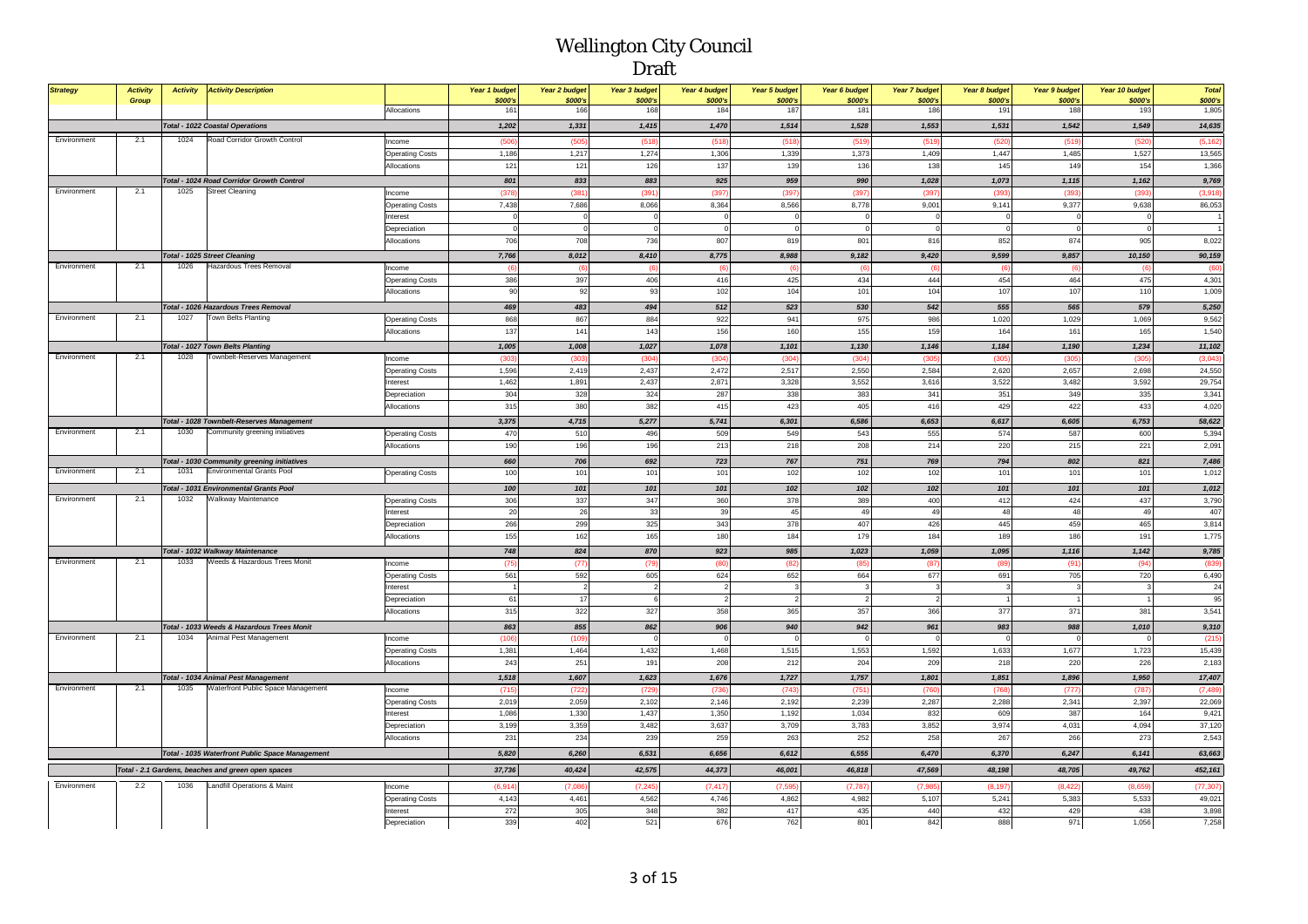# Wellington City Council

## Draft

| Strategy | Activity Group | Activity | Activity Description | | Year 1 budget $000's | Year 2 budget $000's | Year 3 budget $000's | Year 4 budget $000's | Year 5 budget $000's | Year 6 budget $000's | Year 7 budget $000's | Year 8 budget $000's | Year 9 budget $000's | Year 10 budget $000's | Total $000's |
|---|---|---|---|---|---|---|---|---|---|---|---|---|---|---|---|
| | | | | Allocations | 161 | 166 | 168 | 184 | 187 | 181 | 186 | 191 | 188 | 193 | 1,805 |
| | | | **Total - 1022 Coastal Operations** | | 1,202 | 1,331 | 1,415 | 1,470 | 1,514 | 1,528 | 1,553 | 1,531 | 1,542 | 1,549 | 14,635 |
| Environment | 2.1 | 1024 | Road Corridor Growth Control | Income | (506) | (505) | (518) | (518) | (518) | (519) | (519) | (520) | (519) | (520) | (5,162) |
| | | | | Operating Costs | 1,186 | 1,217 | 1,274 | 1,306 | 1,339 | 1,373 | 1,409 | 1,447 | 1,485 | 1,527 | 13,565 |
| | | | | Allocations | 121 | 121 | 126 | 137 | 139 | 136 | 138 | 145 | 149 | 154 | 1,366 |
| | | | **Total - 1024 Road Corridor Growth Control** | | 801 | 833 | 883 | 925 | 959 | 990 | 1,028 | 1,073 | 1,115 | 1,162 | 9,769 |
| Environment | 2.1 | 1025 | Street Cleaning | Income | (378) | (381) | (391) | (397) | (397) | (397) | (397) | (393) | (393) | (393) | (3,918) |
| | | | | Operating Costs | 7,438 | 7,686 | 8,066 | 8,364 | 8,566 | 8,778 | 9,001 | 9,141 | 9,377 | 9,638 | 86,053 |
| | | | | Interest | 0 | 0 | 0 | 0 | 0 | 0 | 0 | 0 | 0 | 0 | 1 |
| | | | | Depreciation | 0 | 0 | 0 | 0 | 0 | 0 | 0 | 0 | 0 | 0 | 1 |
| | | | | Allocations | 706 | 708 | 736 | 807 | 819 | 801 | 816 | 852 | 874 | 905 | 8,022 |
| | | | **Total - 1025 Street Cleaning** | | 7,766 | 8,012 | 8,410 | 8,775 | 8,988 | 9,182 | 9,420 | 9,599 | 9,857 | 10,150 | 90,159 |
| Environment | 2.1 | 1026 | Hazardous Trees Removal | Income | (6) | (6) | (6) | (6) | (6) | (6) | (6) | (6) | (6) | (6) | (60) |
| | | | | Operating Costs | 386 | 397 | 406 | 416 | 425 | 434 | 444 | 454 | 464 | 475 | 4,301 |
| | | | | Allocations | 90 | 92 | 93 | 102 | 104 | 101 | 104 | 107 | 107 | 110 | 1,009 |
| | | | **Total - 1026 Hazardous Trees Removal** | | 469 | 483 | 494 | 512 | 523 | 530 | 542 | 555 | 565 | 579 | 5,250 |
| Environment | 2.1 | 1027 | Town Belts Planting | Operating Costs | 868 | 867 | 884 | 922 | 941 | 975 | 986 | 1,020 | 1,029 | 1,069 | 9,562 |
| | | | | Allocations | 137 | 141 | 143 | 156 | 160 | 155 | 159 | 164 | 161 | 165 | 1,540 |
| | | | **Total - 1027 Town Belts Planting** | | 1,005 | 1,008 | 1,027 | 1,078 | 1,101 | 1,130 | 1,146 | 1,184 | 1,190 | 1,234 | 11,102 |
| Environment | 2.1 | 1028 | Townbelt-Reserves Management | Income | (303) | (303) | (304) | (304) | (304) | (304) | (305) | (305) | (305) | (305) | (3,043) |
| | | | | Operating Costs | 1,596 | 2,419 | 2,437 | 2,472 | 2,517 | 2,550 | 2,584 | 2,620 | 2,657 | 2,698 | 24,550 |
| | | | | Interest | 1,462 | 1,891 | 2,437 | 2,871 | 3,328 | 3,552 | 3,616 | 3,522 | 3,482 | 3,592 | 29,754 |
| | | | | Depreciation | 304 | 328 | 324 | 287 | 338 | 383 | 341 | 351 | 349 | 335 | 3,341 |
| | | | | Allocations | 315 | 380 | 382 | 415 | 423 | 405 | 416 | 429 | 422 | 433 | 4,020 |
| | | | **Total - 1028 Townbelt-Reserves Management** | | 3,375 | 4,715 | 5,277 | 5,741 | 6,301 | 6,586 | 6,653 | 6,617 | 6,605 | 6,753 | 58,622 |
| Environment | 2.1 | 1030 | Community greening initiatives | Operating Costs | 470 | 510 | 496 | 509 | 549 | 543 | 555 | 574 | 587 | 600 | 5,394 |
| | | | | Allocations | 190 | 196 | 196 | 213 | 218 | 208 | 214 | 220 | 215 | 221 | 2,091 |
| | | | **Total - 1030 Community greening initiatives** | | 660 | 706 | 692 | 723 | 767 | 751 | 769 | 794 | 802 | 821 | 7,486 |
| Environment | 2.1 | 1031 | Environmental Grants Pool | Operating Costs | 100 | 101 | 101 | 101 | 102 | 102 | 102 | 101 | 101 | 101 | 1,012 |
| | | | **Total - 1031 Environmental Grants Pool** | | 100 | 101 | 101 | 101 | 102 | 102 | 102 | 101 | 101 | 101 | 1,012 |
| Environment | 2.1 | 1032 | Walkway Maintenance | Operating Costs | 306 | 337 | 347 | 360 | 378 | 389 | 400 | 412 | 424 | 437 | 3,790 |
| | | | | Interest | 20 | 26 | 33 | 39 | 45 | 49 | 49 | 48 | 48 | 49 | 407 |
| | | | | Depreciation | 266 | 299 | 325 | 343 | 378 | 407 | 426 | 445 | 459 | 465 | 3,814 |
| | | | | Allocations | 155 | 162 | 165 | 180 | 184 | 179 | 184 | 189 | 186 | 191 | 1,775 |
| | | | **Total - 1032 Walkway Maintenance** | | 748 | 824 | 870 | 923 | 985 | 1,023 | 1,059 | 1,095 | 1,116 | 1,142 | 9,785 |
| Environment | 2.1 | 1033 | Weeds & Hazardous Trees Monit | Income | (75) | (77) | (79) | (80) | (82) | (85) | (87) | (89) | (91) | (94) | (839) |
| | | | | Operating Costs | 561 | 592 | 605 | 624 | 652 | 664 | 677 | 691 | 705 | 720 | 6,490 |
| | | | | Interest | 1 | 2 | 2 | 2 | 3 | 3 | 3 | 3 | 3 | 3 | 24 |
| | | | | Depreciation | 61 | 17 | 6 | 2 | 2 | 2 | 2 | 1 | 1 | 1 | 95 |
| | | | | Allocations | 315 | 322 | 327 | 358 | 365 | 357 | 366 | 377 | 371 | 381 | 3,541 |
| | | | **Total - 1033 Weeds & Hazardous Trees Monit** | | 863 | 855 | 862 | 906 | 940 | 942 | 961 | 983 | 988 | 1,010 | 9,310 |
| Environment | 2.1 | 1034 | Animal Pest Management | Income | (106) | (109) | 0 | 0 | 0 | 0 | 0 | 0 | 0 | 0 | (215) |
| | | | | Operating Costs | 1,381 | 1,464 | 1,432 | 1,468 | 1,515 | 1,553 | 1,592 | 1,633 | 1,677 | 1,723 | 15,439 |
| | | | | Allocations | 243 | 251 | 191 | 208 | 212 | 204 | 209 | 218 | 220 | 226 | 2,183 |
| | | | **Total - 1034 Animal Pest Management** | | 1,518 | 1,607 | 1,623 | 1,676 | 1,727 | 1,757 | 1,801 | 1,851 | 1,896 | 1,950 | 17,407 |
| Environment | 2.1 | 1035 | Waterfront Public Space Management | Income | (715) | (722) | (729) | (736) | (743) | (751) | (760) | (768) | (777) | (787) | (7,489) |
| | | | | Operating Costs | 2,019 | 2,059 | 2,102 | 2,146 | 2,192 | 2,239 | 2,287 | 2,288 | 2,341 | 2,397 | 22,069 |
| | | | | Interest | 1,086 | 1,330 | 1,437 | 1,350 | 1,192 | 1,034 | 832 | 609 | 387 | 164 | 9,421 |
| | | | | Depreciation | 3,199 | 3,359 | 3,482 | 3,637 | 3,709 | 3,783 | 3,852 | 3,974 | 4,031 | 4,094 | 37,120 |
| | | | | Allocations | 231 | 234 | 239 | 259 | 263 | 252 | 258 | 267 | 266 | 273 | 2,543 |
| | | | **Total - 1035 Waterfront Public Space Management** | | 5,820 | 6,260 | 6,531 | 6,656 | 6,612 | 6,555 | 6,470 | 6,370 | 6,247 | 6,141 | 63,663 |
| | **Total - 2.1 Gardens, beaches and green open spaces** | | | | 37,736 | 40,424 | 42,575 | 44,373 | 46,001 | 46,818 | 47,569 | 48,198 | 48,705 | 49,762 | 452,161 |
| Environment | 2.2 | 1036 | Landfill Operations & Maint | Income | (6,914) | (7,086) | (7,245) | (7,417) | (7,595) | (7,787) | (7,985) | (8,197) | (8,422) | (8,659) | (77,307) |
| | | | | Operating Costs | 4,143 | 4,461 | 4,562 | 4,746 | 4,862 | 4,982 | 5,107 | 5,241 | 5,383 | 5,533 | 49,021 |
| | | | | Interest | 272 | 305 | 348 | 382 | 417 | 435 | 440 | 432 | 429 | 438 | 3,898 |
| | | | | Depreciation | 339 | 402 | 521 | 676 | 762 | 801 | 842 | 888 | 971 | 1,056 | 7,258 |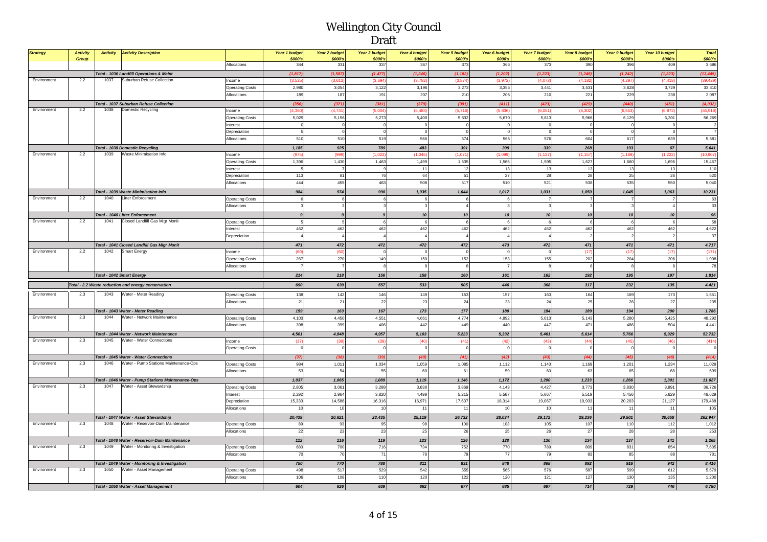# Wellington City Council
## Draft

| Strategy | Activity Group | Activity | Activity Description | | Year 1 budget $000's | Year 2 budget $000's | Year 3 budget $000's | Year 4 budget $000's | Year 5 budget $000's | Year 6 budget $000's | Year 7 budget $000's | Year 8 budget $000's | Year 9 budget $000's | Year 10 budget $000's | Total $000's |
|---|---|---|---|---|---|---|---|---|---|---|---|---|---|---|---|
| | | | | Allocations | 344 | 331 | 337 | 367 | 373 | 366 | 373 | 390 | 396 | 409 | 3,686 |
| | | | Total - 1036 Landfill Operations & Maint | | (1,817) | (1,587) | (1,477) | (1,246) | (1,182) | (1,202) | (1,223) | (1,245) | (1,242) | (1,223) | (13,445) |
| Environment | 2.2 | 1037 | Suburban Refuse Collection | Income | (3,525) | (3,613) | (3,694) | (3,782) | (3,874) | (3,972) | (4,073) | (4,182) | (4,297) | (4,418) | (39,429) |
| | | | | Operating Costs | 2,980 | 3,054 | 3,122 | 3,196 | 3,273 | 3,355 | 3,441 | 3,531 | 3,628 | 3,729 | 33,310 |
| | | | | Allocations | 189 | 187 | 191 | 207 | 210 | 206 | 210 | 221 | 229 | 238 | 2,087 |
| | | | Total - 1037 Suburban Refuse Collection | | (356) | (371) | (381) | (379) | (391) | (411) | (423) | (429) | (440) | (451) | (4,032) |
| Environment | 2.2 | 1038 | Domestic Recycling | Income | (4,360) | (4,741) | (5,004) | (5,483) | (5,716) | (5,836) | (6,051) | (6,302) | (6,553) | (6,872) | (56,918) |
| | | | | Operating Costs | 5,029 | 5,156 | 5,273 | 5,400 | 5,532 | 5,670 | 5,813 | 5,966 | 6,129 | 6,301 | 56,269 |
| | | | | Interest | 0 | 0 | 0 | 0 | 0 | 0 | 0 | 0 | 0 | 0 | 2 |
| | | | | Depreciation | 5 | 0 | 0 | 0 | 0 | 0 | 0 | 0 | 0 | 0 | 7 |
| | | | | Allocations | 510 | 510 | 519 | 566 | 574 | 565 | 576 | 604 | 617 | 639 | 5,681 |
| | | | Total - 1038 Domestic Recycling | | 1,185 | 925 | 789 | 483 | 391 | 399 | 339 | 268 | 193 | 67 | 5,041 |
| Environment | 2.2 | 1039 | Waste Minimisation Info | Income | (975) | (999) | (1,022) | (1,046) | (1,071) | (1,099) | (1,127) | (1,157) | (1,189) | (1,222) | (10,907) |
| | | | | Operating Costs | 1,396 | 1,430 | 1,463 | 1,499 | 1,535 | 1,565 | 1,595 | 1,627 | 1,660 | 1,696 | 15,467 |
| | | | | Interest | 5 | 7 | 9 | 11 | 12 | 13 | 13 | 13 | 13 | 13 | 110 |
| | | | | Depreciation | 113 | 81 | 76 | 64 | 51 | 27 | 28 | 28 | 25 | 26 | 520 |
| | | | | Allocations | 444 | 455 | 463 | 508 | 517 | 510 | 521 | 538 | 535 | 550 | 5,040 |
| | | | Total - 1039 Waste Minimisation Info | | 984 | 974 | 990 | 1,035 | 1,044 | 1,017 | 1,031 | 1,050 | 1,045 | 1,063 | 10,231 |
| Environment | 2.2 | 1040 | Litter Enforcement | Operating Costs | 6 | 6 | 6 | 6 | 6 | 6 | 7 | 7 | 7 | 7 | 63 |
| | | | | Allocations | 3 | 3 | 3 | 3 | 4 | 3 | 3 | 3 | 3 | 4 | 33 |
| | | | Total - 1040 Litter Enforcement | | 9 | 9 | 9 | 10 | 10 | 10 | 10 | 10 | 10 | 10 | 96 |
| Environment | 2.2 | 1041 | Closed Landfill Gas Migr Monit | Operating Costs | 5 | 5 | 6 | 6 | 6 | 6 | 6 | 6 | 6 | 6 | 58 |
| | | | | Interest | 462 | 462 | 462 | 462 | 462 | 462 | 462 | 462 | 462 | 462 | 4,622 |
| | | | | Depreciation | 4 | 4 | 4 | 4 | 4 | 4 | 4 | 2 | 2 | 2 | 37 |
| | | | Total - 1041 Closed Landfill Gas Migr Monit | | 471 | 472 | 472 | 472 | 472 | 473 | 472 | 471 | 471 | 471 | 4,717 |
| Environment | 2.2 | 1042 | Smart Energy | Income | (60) | (60) | 0 | 0 | 0 | 0 | 0 | (17) | (17) | (17) | (171) |
| | | | | Operating Costs | 267 | 270 | 149 | 150 | 152 | 153 | 155 | 202 | 204 | 206 | 1,908 |
| | | | | Allocations | 7 | 7 | 8 | 8 | 8 | 7 | 8 | 8 | 8 | 8 | 78 |
| | | | Total - 1042 Smart Energy | | 214 | 218 | 156 | 158 | 160 | 161 | 162 | 192 | 195 | 197 | 1,814 |
| | Total - 2.2 Waste reduction and energy conservation | | | | 690 | 639 | 557 | 533 | 505 | 446 | 368 | 317 | 232 | 135 | 4,421 |
| Environment | 2.3 | 1043 | Water - Meter Reading | Operating Costs | 138 | 142 | 146 | 149 | 153 | 157 | 160 | 164 | 169 | 173 | 1,551 |
| | | | | Allocations | 21 | 21 | 22 | 23 | 24 | 23 | 24 | 25 | 26 | 27 | 235 |
| | | | Total - 1043 Water - Meter Reading | | 159 | 163 | 167 | 173 | 177 | 180 | 184 | 189 | 194 | 200 | 1,786 |
| Environment | 2.3 | 1044 | Water - Network Maintenance | Operating Costs | 4,103 | 4,450 | 4,551 | 4,661 | 4,774 | 4,892 | 5,013 | 5,143 | 5,280 | 5,425 | 48,292 |
| | | | | Allocations | 398 | 399 | 406 | 442 | 449 | 440 | 447 | 471 | 486 | 504 | 4,441 |
| | | | Total - 1044 Water - Network Maintenance | | 4,501 | 4,848 | 4,957 | 5,103 | 5,223 | 5,332 | 5,461 | 5,614 | 5,766 | 5,929 | 52,732 |
| Environment | 2.3 | 1045 | Water - Water Connections | Income | (37) | (38) | (39) | (40) | (41) | (42) | (43) | (44) | (45) | (46) | (414) |
| | | | | Operating Costs | 0 | 0 | 0 | 0 | 0 | 0 | 0 | 0 | 0 | 0 | 0 |
| | | | Total - 1045 Water - Water Connections | | (37) | (38) | (39) | (40) | (41) | (42) | (43) | (44) | (45) | (46) | (414) |
| Environment | 2.3 | 1046 | Water - Pump Stations Maintenance-Ops | Operating Costs | 984 | 1,011 | 1,034 | 1,059 | 1,085 | 1,112 | 1,140 | 1,169 | 1,201 | 1,234 | 11,029 |
| | | | | Allocations | 53 | 54 | 55 | 60 | 61 | 59 | 60 | 63 | 65 | 68 | 599 |
| | | | Total - 1046 Water - Pump Stations Maintenance-Ops | | 1,037 | 1,065 | 1,089 | 1,119 | 1,146 | 1,172 | 1,200 | 1,233 | 1,266 | 1,301 | 11,627 |
| Environment | 2.3 | 1047 | Water - Asset Stewardship | Operating Costs | 2,805 | 3,061 | 3,288 | 3,638 | 3,869 | 4,143 | 4,427 | 3,773 | 3,830 | 3,891 | 36,726 |
| | | | | Interest | 2,292 | 2,964 | 3,820 | 4,499 | 5,215 | 5,567 | 5,667 | 5,519 | 5,456 | 5,629 | 46,629 |
| | | | | Depreciation | 15,333 | 14,586 | 16,316 | 16,971 | 17,637 | 18,314 | 19,067 | 19,933 | 20,203 | 21,127 | 179,488 |
| | | | | Allocations | 10 | 10 | 10 | 11 | 11 | 10 | 10 | 11 | 11 | 11 | 105 |
| | | | Total - 1047 Water - Asset Stewardship | | 20,439 | 20,621 | 23,435 | 25,119 | 26,732 | 28,034 | 29,172 | 29,236 | 29,501 | 30,658 | 262,947 |
| Environment | 2.3 | 1048 | Water - Reservoir-Dam Maintenance | Operating Costs | 89 | 93 | 95 | 98 | 100 | 103 | 105 | 107 | 110 | 112 | 1,012 |
| | | | | Allocations | 22 | 23 | 23 | 25 | 26 | 25 | 26 | 27 | 28 | 28 | 253 |
| | | | Total - 1048 Water - Reservoir-Dam Maintenance | | 112 | 116 | 119 | 123 | 126 | 128 | 130 | 134 | 137 | 141 | 1,265 |
| Environment | 2.3 | 1049 | Water - Monitoring & Investigation | Operating Costs | 680 | 700 | 716 | 734 | 752 | 770 | 789 | 809 | 831 | 854 | 7,635 |
| | | | | Allocations | 70 | 70 | 71 | 78 | 79 | 77 | 79 | 83 | 85 | 88 | 781 |
| | | | Total - 1049 Water - Monitoring & Investigation | | 750 | 770 | 788 | 811 | 831 | 848 | 868 | 892 | 916 | 942 | 8,416 |
| Environment | 2.3 | 1050 | Water - Asset Management | Operating Costs | 498 | 517 | 529 | 542 | 555 | 565 | 576 | 587 | 599 | 612 | 5,579 |
| | | | | Allocations | 106 | 108 | 110 | 120 | 122 | 120 | 121 | 127 | 130 | 135 | 1,200 |
| | | | Total - 1050 Water - Asset Management | | 604 | 626 | 639 | 662 | 677 | 685 | 697 | 714 | 729 | 746 | 6,780 |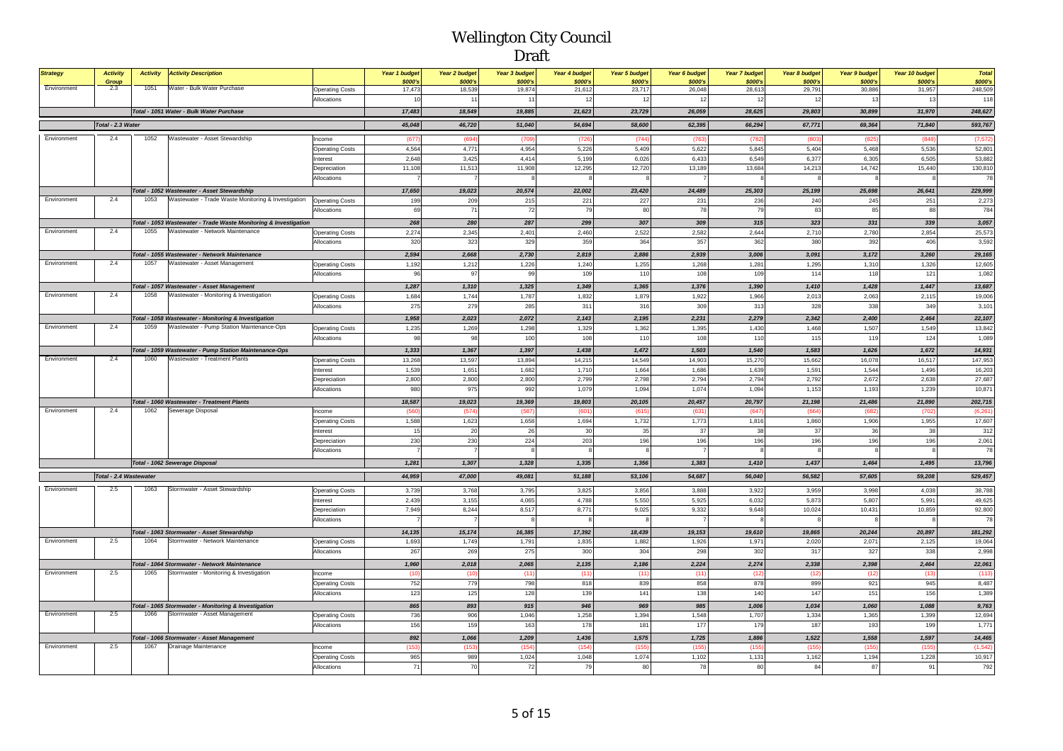# Wellington City Council

## Draft

| Strategy | Activity Group | Activity | Activity Description | | Year 1 budget $000's | Year 2 budget $000's | Year 3 budget $000's | Year 4 budget $000's | Year 5 budget $000's | Year 6 budget $000's | Year 7 budget $000's | Year 8 budget $000's | Year 9 budget $000's | Year 10 budget $000's | Total $000's |
|---|---|---|---|---|---|---|---|---|---|---|---|---|---|---|---|
| Environment | 2.3 | 1051 | Water - Bulk Water Purchase | Operating Costs | 17,473 | 18,539 | 19,874 | 21,612 | 23,717 | 26,048 | 28,613 | 29,791 | 30,886 | 31,957 | 248,509 |
| | | | | Allocations | 10 | 11 | 11 | 12 | 12 | 12 | 12 | 12 | 13 | 13 | 118 |
| | | | Total - 1051 Water - Bulk Water Purchase | | 17,483 | 18,549 | 19,885 | 21,623 | 23,729 | 26,059 | 28,625 | 29,803 | 30,899 | 31,970 | 248,627 |
| | Total - 2.3 Water | | | | 45,048 | 46,720 | 51,040 | 54,694 | 58,600 | 62,395 | 66,294 | 67,771 | 69,364 | 71,840 | 593,767 |
| Environment | 2.4 | 1052 | Wastewater - Asset Stewardship | Income | (677) | (694) | (709) | (726) | (744) | (763) | (782) | (803) | (825) | (849) | (7,572) |
| | | | | Operating Costs | 4,564 | 4,771 | 4,954 | 5,226 | 5,409 | 5,622 | 5,845 | 5,404 | 5,468 | 5,536 | 52,801 |
| | | | | Interest | 2,648 | 3,425 | 4,414 | 5,199 | 6,026 | 6,433 | 6,549 | 6,377 | 6,305 | 6,505 | 53,882 |
| | | | | Depreciation | 11,108 | 11,513 | 11,908 | 12,295 | 12,720 | 13,189 | 13,684 | 14,213 | 14,742 | 15,440 | 130,810 |
| | | | | Allocations | 7 | 7 | 8 | 8 | 8 | 7 | 8 | 8 | 8 | 8 | 78 |
| | | | Total - 1052 Wastewater - Asset Stewardship | | 17,650 | 19,023 | 20,574 | 22,002 | 23,420 | 24,489 | 25,303 | 25,199 | 25,698 | 26,641 | 229,999 |
| Environment | 2.4 | 1053 | Wastewater - Trade Waste Monitoring & Investigation | Operating Costs | 199 | 209 | 215 | 221 | 227 | 231 | 236 | 240 | 245 | 251 | 2,273 |
| | | | | Allocations | 69 | 71 | 72 | 79 | 80 | 78 | 79 | 83 | 85 | 88 | 784 |
| | | | Total - 1053 Wastewater - Trade Waste Monitoring & Investigation | | 268 | 280 | 287 | 299 | 307 | 309 | 315 | 323 | 331 | 339 | 3,057 |
| Environment | 2.4 | 1055 | Wastewater - Network Maintenance | Operating Costs | 2,274 | 2,345 | 2,401 | 2,460 | 2,522 | 2,582 | 2,644 | 2,710 | 2,780 | 2,854 | 25,573 |
| | | | | Allocations | 320 | 323 | 329 | 359 | 364 | 357 | 362 | 380 | 392 | 406 | 3,592 |
| | | | Total - 1055 Wastewater - Network Maintenance | | 2,594 | 2,668 | 2,730 | 2,819 | 2,886 | 2,939 | 3,006 | 3,091 | 3,172 | 3,260 | 29,165 |
| Environment | 2.4 | 1057 | Wastewater - Asset Management | Operating Costs | 1,192 | 1,212 | 1,226 | 1,240 | 1,255 | 1,268 | 1,281 | 1,295 | 1,310 | 1,326 | 12,605 |
| | | | | Allocations | 96 | 97 | 99 | 109 | 110 | 108 | 109 | 114 | 118 | 121 | 1,082 |
| | | | Total - 1057 Wastewater - Asset Management | | 1,287 | 1,310 | 1,325 | 1,349 | 1,365 | 1,376 | 1,390 | 1,410 | 1,428 | 1,447 | 13,687 |
| Environment | 2.4 | 1058 | Wastewater - Monitoring & Investigation | Operating Costs | 1,684 | 1,744 | 1,787 | 1,832 | 1,879 | 1,922 | 1,966 | 2,013 | 2,063 | 2,115 | 19,006 |
| | | | | Allocations | 275 | 279 | 285 | 311 | 316 | 309 | 313 | 328 | 338 | 349 | 3,101 |
| | | | Total - 1058 Wastewater - Monitoring & Investigation | | 1,958 | 2,023 | 2,072 | 2,143 | 2,195 | 2,231 | 2,279 | 2,342 | 2,400 | 2,464 | 22,107 |
| Environment | 2.4 | 1059 | Wastewater - Pump Station Maintenance-Ops | Operating Costs | 1,235 | 1,269 | 1,298 | 1,329 | 1,362 | 1,395 | 1,430 | 1,468 | 1,507 | 1,549 | 13,842 |
| | | | | Allocations | 98 | 98 | 100 | 108 | 110 | 108 | 110 | 115 | 119 | 124 | 1,089 |
| | | | Total - 1059 Wastewater - Pump Station Maintenance-Ops | | 1,333 | 1,367 | 1,397 | 1,438 | 1,472 | 1,503 | 1,540 | 1,583 | 1,626 | 1,672 | 14,931 |
| Environment | 2.4 | 1060 | Wastewater - Treatment Plants | Operating Costs | 13,268 | 13,597 | 13,894 | 14,215 | 14,549 | 14,903 | 15,270 | 15,662 | 16,078 | 16,517 | 147,953 |
| | | | | Interest | 1,539 | 1,651 | 1,682 | 1,710 | 1,664 | 1,686 | 1,639 | 1,591 | 1,544 | 1,496 | 16,203 |
| | | | | Depreciation | 2,800 | 2,800 | 2,800 | 2,799 | 2,798 | 2,794 | 2,794 | 2,792 | 2,672 | 2,638 | 27,687 |
| | | | | Allocations | 980 | 975 | 992 | 1,079 | 1,094 | 1,074 | 1,094 | 1,153 | 1,193 | 1,239 | 10,871 |
| | | | Total - 1060 Wastewater - Treatment Plants | | 18,587 | 19,023 | 19,369 | 19,803 | 20,105 | 20,457 | 20,797 | 21,198 | 21,486 | 21,890 | 202,715 |
| Environment | 2.4 | 1062 | Sewerage Disposal | Income | (560) | (574) | (587) | (601) | (615) | (631) | (647) | (664) | (682) | (702) | (6,261) |
| | | | | Operating Costs | 1,588 | 1,623 | 1,658 | 1,694 | 1,732 | 1,773 | 1,816 | 1,860 | 1,906 | 1,955 | 17,607 |
| | | | | Interest | 15 | 20 | 26 | 30 | 35 | 37 | 38 | 37 | 36 | 38 | 312 |
| | | | | Depreciation | 230 | 230 | 224 | 203 | 196 | 196 | 196 | 196 | 196 | 196 | 2,061 |
| | | | | Allocations | 7 | 7 | 8 | 8 | 8 | 7 | 8 | 8 | 8 | 8 | 78 |
| | | | Total - 1062 Sewerage Disposal | | 1,281 | 1,307 | 1,328 | 1,335 | 1,356 | 1,383 | 1,410 | 1,437 | 1,464 | 1,495 | 13,796 |
| | Total - 2.4 Wastewater | | | | 44,959 | 47,000 | 49,081 | 51,188 | 53,106 | 54,687 | 56,040 | 56,582 | 57,605 | 59,208 | 529,457 |
| Environment | 2.5 | 1063 | Stormwater - Asset Stewardship | Operating Costs | 3,739 | 3,768 | 3,795 | 3,825 | 3,856 | 3,888 | 3,922 | 3,959 | 3,998 | 4,038 | 38,788 |
| | | | | Interest | 2,439 | 3,155 | 4,065 | 4,788 | 5,550 | 5,925 | 6,032 | 5,873 | 5,807 | 5,991 | 49,625 |
| | | | | Depreciation | 7,949 | 8,244 | 8,517 | 8,771 | 9,025 | 9,332 | 9,648 | 10,024 | 10,431 | 10,859 | 92,800 |
| | | | | Allocations | 7 | 7 | 8 | 8 | 8 | 7 | 8 | 8 | 8 | 8 | 78 |
| | | | Total - 1063 Stormwater - Asset Stewardship | | 14,135 | 15,174 | 16,385 | 17,392 | 18,439 | 19,153 | 19,610 | 19,865 | 20,244 | 20,897 | 181,292 |
| Environment | 2.5 | 1064 | Stormwater - Network Maintenance | Operating Costs | 1,693 | 1,749 | 1,791 | 1,835 | 1,882 | 1,926 | 1,971 | 2,020 | 2,071 | 2,125 | 19,064 |
| | | | | Allocations | 267 | 269 | 275 | 300 | 304 | 298 | 302 | 317 | 327 | 338 | 2,998 |
| | | | Total - 1064 Stormwater - Network Maintenance | | 1,960 | 2,018 | 2,065 | 2,135 | 2,186 | 2,224 | 2,274 | 2,338 | 2,398 | 2,464 | 22,061 |
| Environment | 2.5 | 1065 | Stormwater - Monitoring & Investigation | Income | (10) | (10) | (11) | (11) | (11) | (11) | (12) | (12) | (12) | (13) | (113) |
| | | | | Operating Costs | 752 | 779 | 798 | 818 | 839 | 858 | 878 | 899 | 921 | 945 | 8,487 |
| | | | | Allocations | 123 | 125 | 128 | 139 | 141 | 138 | 140 | 147 | 151 | 156 | 1,389 |
| | | | Total - 1065 Stormwater - Monitoring & Investigation | | 865 | 893 | 915 | 946 | 969 | 985 | 1,006 | 1,034 | 1,060 | 1,088 | 9,763 |
| Environment | 2.5 | 1066 | Stormwater - Asset Management | Operating Costs | 736 | 906 | 1,046 | 1,258 | 1,394 | 1,548 | 1,707 | 1,334 | 1,365 | 1,399 | 12,694 |
| | | | | Allocations | 156 | 159 | 163 | 178 | 181 | 177 | 179 | 187 | 193 | 199 | 1,771 |
| | | | Total - 1066 Stormwater - Asset Management | | 892 | 1,066 | 1,209 | 1,436 | 1,575 | 1,725 | 1,886 | 1,522 | 1,558 | 1,597 | 14,465 |
| Environment | 2.5 | 1067 | Drainage Maintenance | Income | (153) | (153) | (154) | (154) | (155) | (155) | (155) | (155) | (155) | (155) | (1,542) |
| | | | | Operating Costs | 965 | 989 | 1,024 | 1,048 | 1,074 | 1,102 | 1,131 | 1,162 | 1,194 | 1,228 | 10,917 |
| | | | | Allocations | 71 | 70 | 72 | 79 | 80 | 78 | 80 | 84 | 87 | 91 | 792 |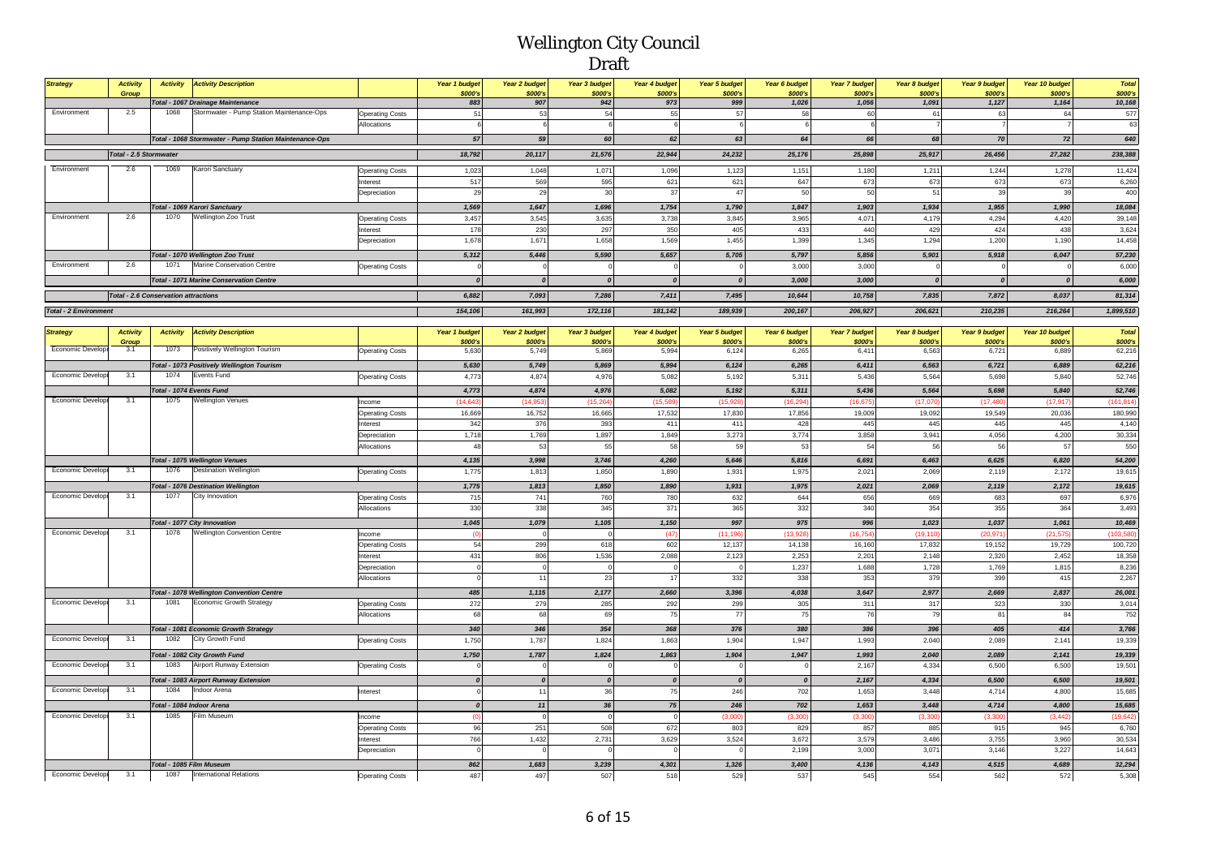# Wellington City Council

## Draft

| Strategy | Activity Group | Activity | Activity Description | | Year 1 budget $000's | Year 2 budget $000's | Year 3 budget $000's | Year 4 budget $000's | Year 5 budget $000's | Year 6 budget $000's | Year 7 budget $000's | Year 8 budget $000's | Year 9 budget $000's | Year 10 budget $000's | Total $000's |
|---|---|---|---|---|---|---|---|---|---|---|---|---|---|---|---|
| | | | *Total - 1067 Drainage Maintenance* | | *883* | *907* | *942* | *973* | *999* | *1,026* | *1,056* | *1,091* | *1,127* | *1,164* | *10,168* |
| Environment | 2.5 | 1068 | Stormwater - Pump Station Maintenance-Ops | Operating Costs | 51 | 53 | 54 | 55 | 57 | 58 | 60 | 61 | 63 | 64 | 577 |
| | | | | Allocations | 6 | 6 | 6 | 6 | 6 | 6 | 6 | 7 | 7 | 7 | 63 |
| | | | *Total - 1068 Stormwater - Pump Station Maintenance-Ops* | | *57* | *59* | *60* | *62* | *63* | *64* | *66* | *68* | *70* | *72* | *640* |
| | *Total - 2.5 Stormwater* | | | | *18,792* | *20,117* | *21,576* | *22,944* | *24,232* | *25,176* | *25,898* | *25,917* | *26,456* | *27,282* | *238,388* |
| Environment | 2.6 | 1069 | Karori Sanctuary | Operating Costs | 1,023 | 1,048 | 1,071 | 1,096 | 1,123 | 1,151 | 1,180 | 1,211 | 1,244 | 1,278 | 11,424 |
| | | | | Interest | 517 | 569 | 595 | 621 | 621 | 647 | 673 | 673 | 673 | 673 | 6,260 |
| | | | | Depreciation | 29 | 29 | 30 | 37 | 47 | 50 | 50 | 51 | 39 | 39 | 400 |
| | | | *Total - 1069 Karori Sanctuary* | | *1,569* | *1,647* | *1,696* | *1,754* | *1,790* | *1,847* | *1,903* | *1,934* | *1,955* | *1,990* | *18,084* |
| Environment | 2.6 | 1070 | Wellington Zoo Trust | Operating Costs | 3,457 | 3,545 | 3,635 | 3,738 | 3,845 | 3,965 | 4,071 | 4,179 | 4,294 | 4,420 | 39,148 |
| | | | | Interest | 178 | 230 | 297 | 350 | 405 | 433 | 440 | 429 | 424 | 438 | 3,624 |
| | | | | Depreciation | 1,678 | 1,671 | 1,658 | 1,569 | 1,455 | 1,399 | 1,345 | 1,294 | 1,200 | 1,190 | 14,458 |
| | | | *Total - 1070 Wellington Zoo Trust* | | *5,312* | *5,446* | *5,590* | *5,657* | *5,705* | *5,797* | *5,856* | *5,901* | *5,918* | *6,047* | *57,230* |
| Environment | 2.6 | 1071 | Marine Conservation Centre | Operating Costs | 0 | 0 | 0 | 0 | 0 | 3,000 | 3,000 | 0 | 0 | 0 | 6,000 |
| | | | *Total - 1071 Marine Conservation Centre* | | *0* | *0* | *0* | *0* | *0* | *3,000* | *3,000* | *0* | *0* | *0* | *6,000* |
| | *Total - 2.6 Conservation attractions* | | | | *6,882* | *7,093* | *7,286* | *7,411* | *7,495* | *10,644* | *10,758* | *7,835* | *7,872* | *8,037* | *81,314* |
| *Total - 2 Environment* | | | | | *154,106* | *161,993* | *172,116* | *181,142* | *189,939* | *200,167* | *206,927* | *206,621* | *210,235* | *216,264* | *1,899,510* |

| Strategy | Activity Group | Activity | Activity Description | | Year 1 budget $000's | Year 2 budget $000's | Year 3 budget $000's | Year 4 budget $000's | Year 5 budget $000's | Year 6 budget $000's | Year 7 budget $000's | Year 8 budget $000's | Year 9 budget $000's | Year 10 budget $000's | Total $000's |
|---|---|---|---|---|---|---|---|---|---|---|---|---|---|---|---|
| Economic Development | 3.1 | 1073 | Positively Wellington Tourism | Operating Costs | 5,630 | 5,749 | 5,869 | 5,994 | 6,124 | 6,265 | 6,411 | 6,563 | 6,721 | 6,889 | 62,216 |
| | | | *Total - 1073 Positively Wellington Tourism* | | *5,630* | *5,749* | *5,869* | *5,994* | *6,124* | *6,265* | *6,411* | *6,563* | *6,721* | *6,889* | *62,216* |
| Economic Development | 3.1 | 1074 | Events Fund | Operating Costs | 4,773 | 4,874 | 4,976 | 5,082 | 5,192 | 5,311 | 5,436 | 5,564 | 5,698 | 5,840 | 52,746 |
| | | | *Total - 1074 Events Fund* | | *4,773* | *4,874* | *4,976* | *5,082* | *5,192* | *5,311* | *5,436* | *5,564* | *5,698* | *5,840* | *52,746* |
| Economic Development | 3.1 | 1075 | Wellington Venues | Income | (14,643) | (14,953) | (15,264) | (15,589) | (15,928) | (16,294) | (16,675) | (17,070) | (17,480) | (17,917) | (161,814) |
| | | | | Operating Costs | 16,669 | 16,752 | 16,665 | 17,532 | 17,830 | 17,856 | 19,009 | 19,092 | 19,549 | 20,036 | 180,990 |
| | | | | Interest | 342 | 376 | 393 | 411 | 411 | 428 | 445 | 445 | 445 | 445 | 4,140 |
| | | | | Depreciation | 1,718 | 1,769 | 1,897 | 1,849 | 3,273 | 3,774 | 3,858 | 3,941 | 4,056 | 4,200 | 30,334 |
| | | | | Allocations | 48 | 53 | 55 | 58 | 59 | 53 | 54 | 56 | 56 | 57 | 550 |
| | | | *Total - 1075 Wellington Venues* | | *4,135* | *3,998* | *3,746* | *4,260* | *5,646* | *5,816* | *6,691* | *6,463* | *6,625* | *6,820* | *54,200* |
| Economic Development | 3.1 | 1076 | Destination Wellington | Operating Costs | 1,775 | 1,813 | 1,850 | 1,890 | 1,931 | 1,975 | 2,021 | 2,069 | 2,119 | 2,172 | 19,615 |
| | | | *Total - 1076 Destination Wellington* | | *1,775* | *1,813* | *1,850* | *1,890* | *1,931* | *1,975* | *2,021* | *2,069* | *2,119* | *2,172* | *19,615* |
| Economic Development | 3.1 | 1077 | City Innovation | Operating Costs | 715 | 741 | 760 | 780 | 632 | 644 | 656 | 669 | 683 | 697 | 6,976 |
| | | | | Allocations | 330 | 338 | 345 | 371 | 365 | 332 | 340 | 354 | 355 | 364 | 3,493 |
| | | | *Total - 1077 City Innovation* | | *1,045* | *1,079* | *1,105* | *1,150* | *997* | *975* | *996* | *1,023* | *1,037* | *1,061* | *10,469* |
| Economic Development | 3.1 | 1078 | Wellington Convention Centre | Income | (0) | 0 | 0 | (47) | (11,196) | (13,928) | (16,754) | (19,110) | (20,971) | (21,575) | (103,580) |
| | | | | Operating Costs | 54 | 299 | 618 | 602 | 12,137 | 14,138 | 16,160 | 17,832 | 19,152 | 19,729 | 100,720 |
| | | | | Interest | 431 | 806 | 1,536 | 2,088 | 2,123 | 2,253 | 2,201 | 2,148 | 2,320 | 2,452 | 18,358 |
| | | | | Depreciation | 0 | 0 | 0 | 0 | 0 | 1,237 | 1,688 | 1,728 | 1,769 | 1,815 | 8,236 |
| | | | | Allocations | 0 | 11 | 23 | 17 | 332 | 338 | 353 | 379 | 399 | 415 | 2,267 |
| | | | *Total - 1078 Wellington Convention Centre* | | *485* | *1,115* | *2,177* | *2,660* | *3,396* | *4,038* | *3,647* | *2,977* | *2,669* | *2,837* | *26,001* |
| Economic Development | 3.1 | 1081 | Economic Growth Strategy | Operating Costs | 272 | 279 | 285 | 292 | 299 | 305 | 311 | 317 | 323 | 330 | 3,014 |
| | | | | Allocations | 68 | 68 | 69 | 75 | 77 | 75 | 76 | 79 | 81 | 84 | 752 |
| | | | *Total - 1081 Economic Growth Strategy* | | *340* | *346* | *354* | *368* | *376* | *380* | *386* | *396* | *405* | *414* | *3,766* |
| Economic Development | 3.1 | 1082 | City Growth Fund | Operating Costs | 1,750 | 1,787 | 1,824 | 1,863 | 1,904 | 1,947 | 1,993 | 2,040 | 2,089 | 2,141 | 19,339 |
| | | | *Total - 1082 City Growth Fund* | | *1,750* | *1,787* | *1,824* | *1,863* | *1,904* | *1,947* | *1,993* | *2,040* | *2,089* | *2,141* | *19,339* |
| Economic Development | 3.1 | 1083 | Airport Runway Extension | Operating Costs | 0 | 0 | 0 | 0 | 0 | 0 | 2,167 | 4,334 | 6,500 | 6,500 | 19,501 |
| | | | *Total - 1083 Airport Runway Extension* | | *0* | *0* | *0* | *0* | *0* | *0* | *2,167* | *4,334* | *6,500* | *6,500* | *19,501* |
| Economic Development | 3.1 | 1084 | Indoor Arena | Interest | 0 | 11 | 36 | 75 | 246 | 702 | 1,653 | 3,448 | 4,714 | 4,800 | 15,685 |
| | | | *Total - 1084 Indoor Arena* | | *0* | *11* | *36* | *75* | *246* | *702* | *1,653* | *3,448* | *4,714* | *4,800* | *15,685* |
| Economic Development | 3.1 | 1085 | Film Museum | Income | (0) | 0 | 0 | 0 | (3,000) | (3,300) | (3,300) | (3,300) | (3,300) | (3,442) | (19,642) |
| | | | | Operating Costs | 96 | 251 | 508 | 672 | 803 | 829 | 857 | 885 | 915 | 945 | 6,760 |
| | | | | Interest | 766 | 1,432 | 2,731 | 3,629 | 3,524 | 3,672 | 3,579 | 3,486 | 3,755 | 3,960 | 30,534 |
| | | | | Depreciation | 0 | 0 | 0 | 0 | 0 | 2,199 | 3,000 | 3,071 | 3,146 | 3,227 | 14,643 |
| | | | *Total - 1085 Film Museum* | | *862* | *1,683* | *3,239* | *4,301* | *1,326* | *3,400* | *4,136* | *4,143* | *4,515* | *4,689* | *32,294* |
| Economic Development | 3.1 | 1087 | International Relations | Operating Costs | 487 | 497 | 507 | 518 | 529 | 537 | 545 | 554 | 562 | 572 | 5,308 |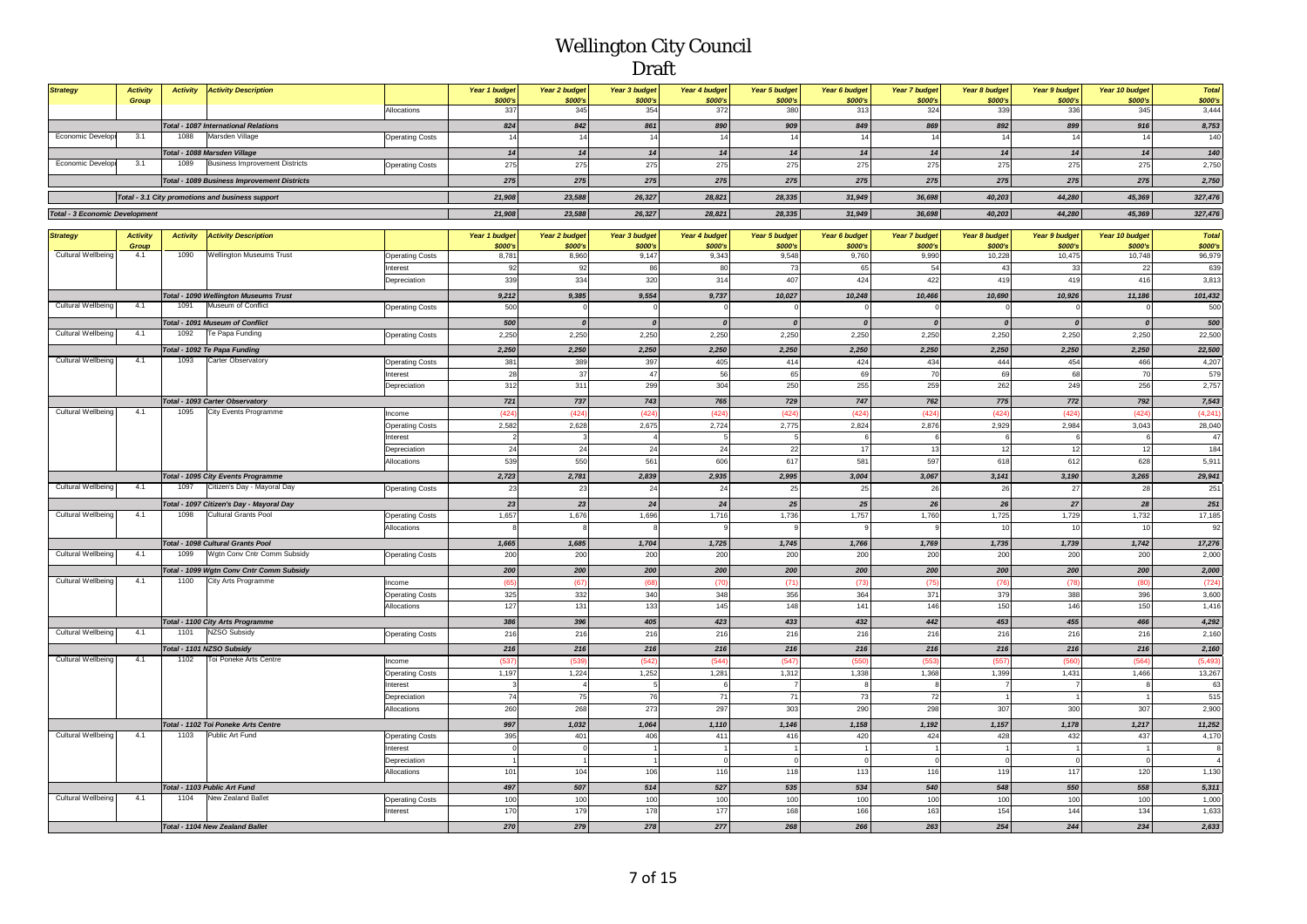# Wellington City Council
## Draft

| Strategy | Activity Group | Activity | Activity Description | | Year 1 budget $000's | Year 2 budget $000's | Year 3 budget $000's | Year 4 budget $000's | Year 5 budget $000's | Year 6 budget $000's | Year 7 budget $000's | Year 8 budget $000's | Year 9 budget $000's | Year 10 budget $000's | Total $000's |
|---|---|---|---|---|---|---|---|---|---|---|---|---|---|---|---|
| | | | | Allocations | 337 | 345 | 354 | 372 | 380 | 313 | 324 | 339 | 336 | 345 | 3,444 |
| | | | *Total - 1087 International Relations* | | *824* | *842* | *861* | *890* | *909* | *849* | *869* | *892* | *899* | *916* | *8,753* |
| Economic Development | 3.1 | 1088 | Marsden Village | Operating Costs | 14 | 14 | 14 | 14 | 14 | 14 | 14 | 14 | 14 | 14 | 140 |
| | | | *Total - 1088 Marsden Village* | | *14* | *14* | *14* | *14* | *14* | *14* | *14* | *14* | *14* | *14* | *140* |
| Economic Development | 3.1 | 1089 | Business Improvement Districts | Operating Costs | 275 | 275 | 275 | 275 | 275 | 275 | 275 | 275 | 275 | 275 | 2,750 |
| | | | *Total - 1089 Business Improvement Districts* | | *275* | *275* | *275* | *275* | *275* | *275* | *275* | *275* | *275* | *275* | *2,750* |
| | | | *Total - 3.1 City promotions and business support* | | *21,908* | *23,588* | *26,327* | *28,821* | *28,335* | *31,949* | *36,698* | *40,203* | *44,280* | *45,369* | *327,476* |
| *Total - 3 Economic Development* | | | | | *21,908* | *23,588* | *26,327* | *28,821* | *28,335* | *31,949* | *36,698* | *40,203* | *44,280* | *45,369* | *327,476* |

| Strategy | Activity Group | Activity | Activity Description | | Year 1 budget $000's | Year 2 budget $000's | Year 3 budget $000's | Year 4 budget $000's | Year 5 budget $000's | Year 6 budget $000's | Year 7 budget $000's | Year 8 budget $000's | Year 9 budget $000's | Year 10 budget $000's | Total $000's |
|---|---|---|---|---|---|---|---|---|---|---|---|---|---|---|---|
| Cultural Wellbeing | 4.1 | 1090 | Wellington Museums Trust | Operating Costs | 8,781 | 8,960 | 9,147 | 9,343 | 9,548 | 9,760 | 9,990 | 10,228 | 10,475 | 10,748 | 96,979 |
| | | | | Interest | 92 | 92 | 86 | 80 | 73 | 65 | 54 | 43 | 33 | 22 | 639 |
| | | | | Depreciation | 339 | 334 | 320 | 314 | 407 | 424 | 422 | 419 | 419 | 416 | 3,813 |
| | | | *Total - 1090 Wellington Museums Trust* | | *9,212* | *9,385* | *9,554* | *9,737* | *10,027* | *10,248* | *10,466* | *10,690* | *10,926* | *11,186* | *101,432* |
| Cultural Wellbeing | 4.1 | 1091 | Museum of Conflict | Operating Costs | 500 | 0 | 0 | 0 | 0 | 0 | 0 | 0 | 0 | 0 | 500 |
| | | | *Total - 1091 Museum of Conflict* | | *500* | *0* | *0* | *0* | *0* | *0* | *0* | *0* | *0* | *0* | *500* |
| Cultural Wellbeing | 4.1 | 1092 | Te Papa Funding | Operating Costs | 2,250 | 2,250 | 2,250 | 2,250 | 2,250 | 2,250 | 2,250 | 2,250 | 2,250 | 2,250 | 22,500 |
| | | | *Total - 1092 Te Papa Funding* | | *2,250* | *2,250* | *2,250* | *2,250* | *2,250* | *2,250* | *2,250* | *2,250* | *2,250* | *2,250* | *22,500* |
| Cultural Wellbeing | 4.1 | 1093 | Carter Observatory | Operating Costs | 381 | 389 | 397 | 405 | 414 | 424 | 434 | 444 | 454 | 466 | 4,207 |
| | | | | Interest | 28 | 37 | 47 | 56 | 65 | 69 | 70 | 69 | 68 | 70 | 579 |
| | | | | Depreciation | 312 | 311 | 299 | 304 | 250 | 255 | 259 | 262 | 249 | 256 | 2,757 |
| | | | *Total - 1093 Carter Observatory* | | *721* | *737* | *743* | *765* | *729* | *747* | *762* | *775* | *772* | *792* | *7,543* |
| Cultural Wellbeing | 4.1 | 1095 | City Events Programme | Income | (424) | (424) | (424) | (424) | (424) | (424) | (424) | (424) | (424) | (424) | (4,241) |
| | | | | Operating Costs | 2,582 | 2,628 | 2,675 | 2,724 | 2,775 | 2,824 | 2,876 | 2,929 | 2,984 | 3,043 | 28,040 |
| | | | | Interest | 2 | 3 | 4 | 5 | 5 | 6 | 6 | 6 | 6 | 6 | 47 |
| | | | | Depreciation | 24 | 24 | 24 | 24 | 22 | 17 | 13 | 12 | 12 | 12 | 184 |
| | | | | Allocations | 539 | 550 | 561 | 606 | 617 | 581 | 597 | 618 | 612 | 628 | 5,911 |
| | | | *Total - 1095 City Events Programme* | | *2,723* | *2,781* | *2,839* | *2,935* | *2,995* | *3,004* | *3,067* | *3,141* | *3,190* | *3,265* | *29,941* |
| Cultural Wellbeing | 4.1 | 1097 | Citizen's Day - Mayoral Day | Operating Costs | 23 | 23 | 24 | 24 | 25 | 25 | 26 | 26 | 27 | 28 | 251 |
| | | | *Total - 1097 Citizen's Day - Mayoral Day* | | *23* | *23* | *24* | *24* | *25* | *25* | *26* | *26* | *27* | *28* | *251* |
| Cultural Wellbeing | 4.1 | 1098 | Cultural Grants Pool | Operating Costs | 1,657 | 1,676 | 1,696 | 1,716 | 1,736 | 1,757 | 1,760 | 1,725 | 1,729 | 1,732 | 17,185 |
| | | | | Allocations | 8 | 8 | 8 | 9 | 9 | 9 | 9 | 10 | 10 | 10 | 92 |
| | | | *Total - 1098 Cultural Grants Pool* | | *1,665* | *1,685* | *1,704* | *1,725* | *1,745* | *1,766* | *1,769* | *1,735* | *1,739* | *1,742* | *17,276* |
| Cultural Wellbeing | 4.1 | 1099 | Wgtn Conv Cntr Comm Subsidy | Operating Costs | 200 | 200 | 200 | 200 | 200 | 200 | 200 | 200 | 200 | 200 | 2,000 |
| | | | *Total - 1099 Wgtn Conv Cntr Comm Subsidy* | | *200* | *200* | *200* | *200* | *200* | *200* | *200* | *200* | *200* | *200* | *2,000* |
| Cultural Wellbeing | 4.1 | 1100 | City Arts Programme | Income | (65) | (67) | (68) | (70) | (71) | (73) | (75) | (76) | (78) | (80) | (724) |
| | | | | Operating Costs | 325 | 332 | 340 | 348 | 356 | 364 | 371 | 379 | 388 | 396 | 3,600 |
| | | | | Allocations | 127 | 131 | 133 | 145 | 148 | 141 | 146 | 150 | 146 | 150 | 1,416 |
| | | | *Total - 1100 City Arts Programme* | | *386* | *396* | *405* | *423* | *433* | *432* | *442* | *453* | *455* | *466* | *4,292* |
| Cultural Wellbeing | 4.1 | 1101 | NZSO Subsidy | Operating Costs | 216 | 216 | 216 | 216 | 216 | 216 | 216 | 216 | 216 | 216 | 2,160 |
| | | | *Total - 1101 NZSO Subsidy* | | *216* | *216* | *216* | *216* | *216* | *216* | *216* | *216* | *216* | *216* | *2,160* |
| Cultural Wellbeing | 4.1 | 1102 | Toi Poneke Arts Centre | Income | (537) | (539) | (542) | (544) | (547) | (550) | (553) | (557) | (560) | (564) | (5,493) |
| | | | | Operating Costs | 1,197 | 1,224 | 1,252 | 1,281 | 1,312 | 1,338 | 1,368 | 1,399 | 1,431 | 1,466 | 13,267 |
| | | | | Interest | 3 | 4 | 5 | 6 | 7 | 8 | 8 | 7 | 7 | 8 | 63 |
| | | | | Depreciation | 74 | 75 | 76 | 71 | 71 | 73 | 72 | 1 | 1 | 1 | 515 |
| | | | | Allocations | 260 | 268 | 273 | 297 | 303 | 290 | 298 | 307 | 300 | 307 | 2,900 |
| | | | *Total - 1102 Toi Poneke Arts Centre* | | *997* | *1,032* | *1,064* | *1,110* | *1,146* | *1,158* | *1,192* | *1,157* | *1,178* | *1,217* | *11,252* |
| Cultural Wellbeing | 4.1 | 1103 | Public Art Fund | Operating Costs | 395 | 401 | 406 | 411 | 416 | 420 | 424 | 428 | 432 | 437 | 4,170 |
| | | | | Interest | 0 | 0 | 1 | 1 | 1 | 1 | 1 | 1 | 1 | 1 | 8 |
| | | | | Depreciation | 1 | 1 | 1 | 0 | 0 | 0 | 0 | 0 | 0 | 0 | 4 |
| | | | | Allocations | 101 | 104 | 106 | 116 | 118 | 113 | 116 | 119 | 117 | 120 | 1,130 |
| | | | *Total - 1103 Public Art Fund* | | *497* | *507* | *514* | *527* | *535* | *534* | *540* | *548* | *550* | *558* | *5,311* |
| Cultural Wellbeing | 4.1 | 1104 | New Zealand Ballet | Operating Costs | 100 | 100 | 100 | 100 | 100 | 100 | 100 | 100 | 100 | 100 | 1,000 |
| | | | | Interest | 170 | 179 | 178 | 177 | 168 | 166 | 163 | 154 | 144 | 134 | 1,633 |
| | | | *Total - 1104 New Zealand Ballet* | | *270* | *279* | *278* | *277* | *268* | *266* | *263* | *254* | *244* | *234* | *2,633* |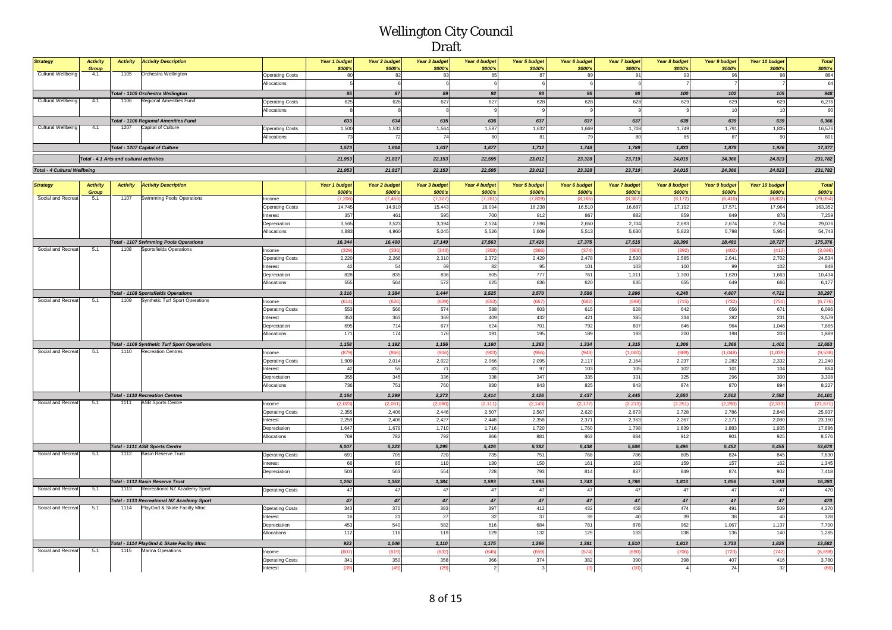# Wellington City Council
## Draft

| Strategy | Activity Group | Activity | Activity Description | | Year 1 budget $000's | Year 2 budget $000's | Year 3 budget $000's | Year 4 budget $000's | Year 5 budget $000's | Year 6 budget $000's | Year 7 budget $000's | Year 8 budget $000's | Year 9 budget $000's | Year 10 budget $000's | Total $000's |
|---|---|---|---|---|---|---|---|---|---|---|---|---|---|---|---|
| Cultural Wellbeing | 4.1 | 1105 | Orchestra Wellington | Operating Costs | 80 | 82 | 83 | 85 | 87 | 89 | 91 | 93 | 96 | 98 | 884 |
| | | | | Allocations | 5 | 6 | 6 | 6 | 6 | 6 | 6 | 7 | 7 | 7 | 64 |
| | | Total - 1105 Orchestra Wellington | | | 85 | 87 | 89 | 92 | 93 | 95 | 98 | 100 | 102 | 105 | 948 |
| Cultural Wellbeing | 4.1 | 1106 | Regional Amenities Fund | Operating Costs | 625 | 626 | 627 | 627 | 628 | 628 | 628 | 629 | 629 | 629 | 6,276 |
| | | | | Allocations | 8 | 8 | 8 | 9 | 9 | 9 | 9 | 9 | 10 | 10 | 90 |
| | | Total - 1106 Regional Amenities Fund | | | 633 | 634 | 635 | 636 | 637 | 637 | 637 | 638 | 639 | 639 | 6,366 |
| Cultural Wellbeing | 4.1 | 1207 | Capital of Culture | Operating Costs | 1,500 | 1,532 | 1,564 | 1,597 | 1,632 | 1,669 | 1,708 | 1,749 | 1,791 | 1,835 | 16,576 |
| | | | | Allocations | 73 | 72 | 74 | 80 | 81 | 79 | 80 | 85 | 87 | 90 | 801 |
| | | Total - 1207 Capital of Culture | | | 1,573 | 1,604 | 1,637 | 1,677 | 1,712 | 1,748 | 1,789 | 1,833 | 1,878 | 1,926 | 17,377 |
| | Total - 4.1 Arts and cultural activities | | | | 21,953 | 21,817 | 22,153 | 22,595 | 23,012 | 23,328 | 23,719 | 24,015 | 24,366 | 24,823 | 231,782 |
| Total - 4 Cultural Wellbeing | | | | | 21,953 | 21,817 | 22,153 | 22,595 | 23,012 | 23,328 | 23,719 | 24,015 | 24,366 | 24,823 | 231,782 |

| Strategy | Activity Group | Activity | Activity Description | | Year 1 budget $000's | Year 2 budget $000's | Year 3 budget $000's | Year 4 budget $000's | Year 5 budget $000's | Year 6 budget $000's | Year 7 budget $000's | Year 8 budget $000's | Year 9 budget $000's | Year 10 budget $000's | Total $000's |
|---|---|---|---|---|---|---|---|---|---|---|---|---|---|---|---|
| Social and Recreat | 5.1 | 1107 | Swimming Pools Operations | Income | (7,206) | (7,455) | (7,327) | (7,281) | (7,829) | (8,165) | (8,387) | (8,172) | (8,410) | (8,822) | (79,054) |
| | | | | Operating Costs | 14,745 | 14,910 | 15,443 | 16,094 | 16,238 | 16,510 | 16,687 | 17,192 | 17,571 | 17,964 | 163,352 |
| | | | | Interest | 357 | 461 | 595 | 700 | 812 | 867 | 882 | 859 | 849 | 876 | 7,259 |
| | | | | Depreciation | 3,565 | 3,523 | 3,394 | 2,524 | 2,596 | 2,650 | 2,704 | 2,693 | 2,674 | 2,754 | 29,076 |
| | | | | Allocations | 4,883 | 4,960 | 5,045 | 5,526 | 5,609 | 5,513 | 5,630 | 5,823 | 5,798 | 5,954 | 54,743 |
| | | Total - 1107 Swimming Pools Operations | | | 16,344 | 16,400 | 17,149 | 17,563 | 17,426 | 17,375 | 17,515 | 18,396 | 18,481 | 18,727 | 175,376 |
| Social and Recreat | 5.1 | 1108 | Sportsfields Operations | Income | (329) | (336) | (343) | (358) | (366) | (374) | (383) | (392) | (402) | (412) | (3,696) |
| | | | | Operating Costs | 2,220 | 2,266 | 2,310 | 2,372 | 2,429 | 2,478 | 2,530 | 2,585 | 2,641 | 2,702 | 24,534 |
| | | | | Interest | 42 | 54 | 69 | 82 | 95 | 101 | 103 | 100 | 99 | 102 | 848 |
| | | | | Depreciation | 828 | 835 | 836 | 805 | 777 | 761 | 1,011 | 1,300 | 1,620 | 1,663 | 10,434 |
| | | | | Allocations | 555 | 564 | 572 | 625 | 636 | 620 | 635 | 655 | 649 | 666 | 6,177 |
| | | Total - 1108 Sportsfields Operations | | | 3,316 | 3,384 | 3,444 | 3,525 | 3,570 | 3,586 | 3,896 | 4,248 | 4,607 | 4,721 | 38,297 |
| Social and Recreat | 5.1 | 1109 | Synthetic Turf Sport Operations | Income | (614) | (626) | (639) | (653) | (667) | (682) | (698) | (715) | (732) | (751) | (6,776) |
| | | | | Operating Costs | 553 | 566 | 574 | 588 | 603 | 615 | 628 | 642 | 656 | 671 | 6,096 |
| | | | | Interest | 353 | 363 | 369 | 409 | 432 | 421 | 385 | 334 | 282 | 231 | 3,579 |
| | | | | Depreciation | 695 | 714 | 677 | 624 | 701 | 792 | 807 | 846 | 964 | 1,046 | 7,865 |
| | | | | Allocations | 171 | 174 | 176 | 191 | 195 | 189 | 193 | 200 | 198 | 203 | 1,889 |
| | | Total - 1109 Synthetic Turf Sport Operations | | | 1,158 | 1,192 | 1,156 | 1,160 | 1,263 | 1,334 | 1,315 | 1,306 | 1,368 | 1,401 | 12,653 |
| Social and Recreat | 5.1 | 1110 | Recreation Centres | Income | (879) | (866) | (916) | (903) | (956) | (943) | (1,000) | (988) | (1,048) | (1,039) | (9,538) |
| | | | | Operating Costs | 1,909 | 2,014 | 2,022 | 2,066 | 2,095 | 2,117 | 2,164 | 2,237 | 2,282 | 2,332 | 21,240 |
| | | | | Interest | 42 | 55 | 71 | 83 | 97 | 103 | 105 | 102 | 101 | 104 | 864 |
| | | | | Depreciation | 355 | 345 | 336 | 338 | 347 | 335 | 331 | 325 | 296 | 300 | 3,308 |
| | | | | Allocations | 736 | 751 | 760 | 830 | 843 | 825 | 843 | 874 | 870 | 894 | 8,227 |
| | | Total - 1110 Recreation Centres | | | 2,164 | 2,299 | 2,273 | 2,414 | 2,426 | 2,437 | 2,445 | 2,550 | 2,502 | 2,592 | 24,101 |
| Social and Recreat | 5.1 | 1111 | ASB Sports Centre | Income | (2,023) | (2,051) | (2,080) | (2,111) | (2,143) | (2,177) | (2,213) | (2,251) | (2,290) | (2,333) | (21,671) |
| | | | | Operating Costs | 2,355 | 2,406 | 2,446 | 2,507 | 2,567 | 2,620 | 2,673 | 2,728 | 2,786 | 2,848 | 25,937 |
| | | | | Interest | 2,259 | 2,406 | 2,427 | 2,448 | 2,358 | 2,371 | 2,363 | 2,267 | 2,171 | 2,080 | 23,150 |
| | | | | Depreciation | 1,647 | 1,679 | 1,710 | 1,716 | 1,720 | 1,760 | 1,798 | 1,839 | 1,883 | 1,935 | 17,686 |
| | | | | Allocations | 769 | 782 | 792 | 866 | 881 | 863 | 884 | 912 | 901 | 925 | 8,576 |
| | | Total - 1111 ASB Sports Centre | | | 5,007 | 5,223 | 5,295 | 5,426 | 5,382 | 5,438 | 5,506 | 5,496 | 5,452 | 5,455 | 53,678 |
| Social and Recreat | 5.1 | 1112 | Basin Reserve Trust | Operating Costs | 691 | 705 | 720 | 735 | 751 | 768 | 786 | 805 | 824 | 845 | 7,630 |
| | | | | Interest | 66 | 85 | 110 | 130 | 150 | 161 | 163 | 159 | 157 | 162 | 1,345 |
| | | | | Depreciation | 503 | 563 | 554 | 728 | 793 | 814 | 837 | 849 | 874 | 902 | 7,418 |
| | | Total - 1112 Basin Reserve Trust | | | 1,260 | 1,353 | 1,384 | 1,593 | 1,695 | 1,743 | 1,786 | 1,813 | 1,856 | 1,910 | 16,393 |
| Social and Recreat | 5.1 | 1113 | Recreational NZ Academy Sport | Operating Costs | 47 | 47 | 47 | 47 | 47 | 47 | 47 | 47 | 47 | 47 | 470 |
| | | Total - 1113 Recreational NZ Academy Sport | | | 47 | 47 | 47 | 47 | 47 | 47 | 47 | 47 | 47 | 47 | 470 |
| Social and Recreat | 5.1 | 1114 | PlayGnd & Skate Facilty Mtnc | Operating Costs | 343 | 370 | 383 | 397 | 412 | 432 | 458 | 474 | 491 | 509 | 4,270 |
| | | | | Interest | 16 | 21 | 27 | 32 | 37 | 39 | 40 | 39 | 38 | 40 | 328 |
| | | | | Depreciation | 453 | 540 | 582 | 616 | 684 | 781 | 878 | 962 | 1,067 | 1,137 | 7,700 |
| | | | | Allocations | 112 | 116 | 119 | 129 | 132 | 129 | 133 | 138 | 136 | 140 | 1,285 |
| | | Total - 1114 PlayGnd & Skate Facilty Mtnc | | | 923 | 1,046 | 1,110 | 1,175 | 1,266 | 1,381 | 1,510 | 1,613 | 1,733 | 1,825 | 13,582 |
| Social and Recreat | 5.1 | 1115 | Marina Operations | Income | (607) | (619) | (632) | (645) | (659) | (674) | (690) | (706) | (723) | (742) | (6,698) |
| | | | | Operating Costs | 341 | 350 | 358 | 366 | 374 | 382 | 390 | 398 | 407 | 416 | 3,780 |
| | | | | Interest | (39) | (49) | (29) | 2 | 3 | (3) | (10) | 4 | 24 | 32 | (66) |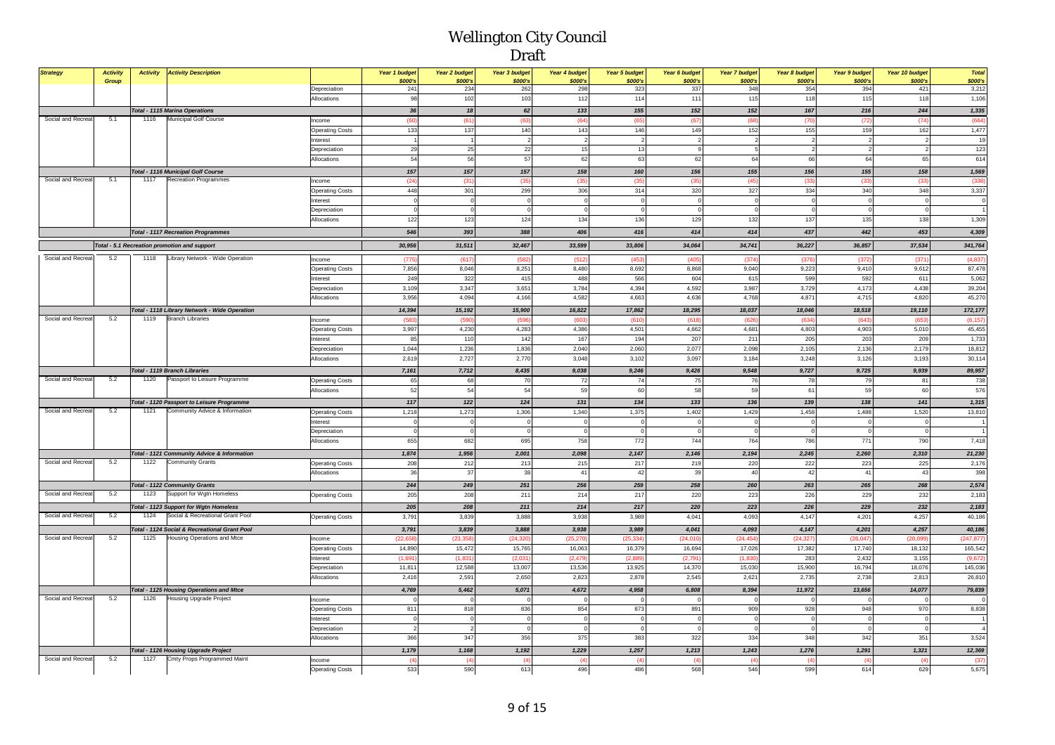# Wellington City Council

## Draft

| Strategy | Activity Group | Activity | Activity Description | | Year 1 budget $000's | Year 2 budget $000's | Year 3 budget $000's | Year 4 budget $000's | Year 5 budget $000's | Year 6 budget $000's | Year 7 budget $000's | Year 8 budget $000's | Year 9 budget $000's | Year 10 budget $000's | Total $000's |
|---|---|---|---|---|---|---|---|---|---|---|---|---|---|---|---|
| | | | | Depreciation | 241 | 234 | 262 | 298 | 323 | 337 | 348 | 354 | 394 | 421 | 3,212 |
| | | | | Allocations | 98 | 102 | 103 | 112 | 114 | 111 | 115 | 118 | 115 | 118 | 1,106 |
| | | | *Total - 1115 Marina Operations* | | *36* | *18* | *62* | *133* | *155* | *152* | *152* | *167* | *216* | *244* | *1,335* |
| Social and Recreat | 5.1 | 1116 | Municipal Golf Course | Income | (60) | (61) | (63) | (64) | (65) | (67) | (68) | (70) | (72) | (74) | (664) |
| | | | | Operating Costs | 133 | 137 | 140 | 143 | 146 | 149 | 152 | 155 | 159 | 162 | 1,477 |
| | | | | Interest | 1 | 1 | 2 | 2 | 2 | 2 | 2 | 2 | 2 | 2 | 19 |
| | | | | Depreciation | 29 | 25 | 22 | 15 | 13 | 9 | 5 | 2 | 2 | 2 | 123 |
| | | | | Allocations | 54 | 56 | 57 | 62 | 63 | 62 | 64 | 66 | 64 | 65 | 614 |
| | | | *Total - 1116 Municipal Golf Course* | | *157* | *157* | *157* | *158* | *160* | *156* | *155* | *156* | *155* | *158* | *1,569* |
| Social and Recreat | 5.1 | 1117 | Recreation Programmes | Income | (24) | (31) | (35) | (35) | (35) | (35) | (45) | (33) | (33) | (33) | (338) |
| | | | | Operating Costs | 448 | 301 | 299 | 306 | 314 | 320 | 327 | 334 | 340 | 348 | 3,337 |
| | | | | Interest | 0 | 0 | 0 | 0 | 0 | 0 | 0 | 0 | 0 | 0 | 0 |
| | | | | Depreciation | 0 | 0 | 0 | 0 | 0 | 0 | 0 | 0 | 0 | 0 | 1 |
| | | | | Allocations | 122 | 123 | 124 | 134 | 136 | 129 | 132 | 137 | 135 | 138 | 1,309 |
| | | | *Total - 1117 Recreation Programmes* | | *546* | *393* | *388* | *406* | *416* | *414* | *414* | *437* | *442* | *453* | *4,309* |
| | *Total - 5.1 Recreation promotion and support* | | | | *30,956* | *31,511* | *32,467* | *33,599* | *33,806* | *34,064* | *34,741* | *36,227* | *36,857* | *37,534* | *341,764* |
| Social and Recreat | 5.2 | 1118 | Library Network - Wide Operation | Income | (775) | (617) | (582) | (512) | (453) | (405) | (374) | (376) | (372) | (371) | (4,837) |
| | | | | Operating Costs | 7,856 | 8,046 | 8,251 | 8,480 | 8,692 | 8,868 | 9,040 | 9,223 | 9,410 | 9,612 | 87,478 |
| | | | | Interest | 249 | 322 | 415 | 488 | 566 | 604 | 615 | 599 | 592 | 611 | 5,062 |
| | | | | Depreciation | 3,109 | 3,347 | 3,651 | 3,784 | 4,394 | 4,592 | 3,987 | 3,729 | 4,173 | 4,438 | 39,204 |
| | | | | Allocations | 3,956 | 4,094 | 4,166 | 4,582 | 4,663 | 4,636 | 4,768 | 4,871 | 4,715 | 4,820 | 45,270 |
| | | | *Total - 1118 Library Network - Wide Operation* | | *14,394* | *15,192* | *15,900* | *16,822* | *17,862* | *18,295* | *18,037* | *18,046* | *18,518* | *19,110* | *172,177* |
| Social and Recreat | 5.2 | 1119 | Branch Libraries | Income | (583) | (590) | (596) | (603) | (610) | (618) | (626) | (634) | (643) | (653) | (6,157) |
| | | | | Operating Costs | 3,997 | 4,230 | 4,283 | 4,386 | 4,501 | 4,662 | 4,681 | 4,803 | 4,903 | 5,010 | 45,455 |
| | | | | Interest | 85 | 110 | 142 | 167 | 194 | 207 | 211 | 205 | 203 | 209 | 1,733 |
| | | | | Depreciation | 1,044 | 1,236 | 1,836 | 2,040 | 2,060 | 2,077 | 2,098 | 2,105 | 2,136 | 2,179 | 18,812 |
| | | | | Allocations | 2,619 | 2,727 | 2,770 | 3,048 | 3,102 | 3,097 | 3,184 | 3,248 | 3,126 | 3,193 | 30,114 |
| | | | *Total - 1119 Branch Libraries* | | *7,161* | *7,712* | *8,435* | *9,038* | *9,246* | *9,426* | *9,548* | *9,727* | *9,725* | *9,939* | *89,957* |
| Social and Recreat | 5.2 | 1120 | Passport to Leisure Programme | Operating Costs | 65 | 68 | 70 | 72 | 74 | 75 | 76 | 78 | 79 | 81 | 738 |
| | | | | Allocations | 52 | 54 | 54 | 59 | 60 | 58 | 59 | 61 | 59 | 60 | 576 |
| | | | *Total - 1120 Passport to Leisure Programme* | | *117* | *122* | *124* | *131* | *134* | *133* | *136* | *139* | *138* | *141* | *1,315* |
| Social and Recreat | 5.2 | 1121 | Community Advice & Information | Operating Costs | 1,218 | 1,273 | 1,306 | 1,340 | 1,375 | 1,402 | 1,429 | 1,458 | 1,488 | 1,520 | 13,810 |
| | | | | Interest | 0 | 0 | 0 | 0 | 0 | 0 | 0 | 0 | 0 | 0 | 1 |
| | | | | Depreciation | 0 | 0 | 0 | 0 | 0 | 0 | 0 | 0 | 0 | 0 | 1 |
| | | | | Allocations | 655 | 682 | 695 | 758 | 772 | 744 | 764 | 786 | 771 | 790 | 7,418 |
| | | | *Total - 1121 Community Advice & Information* | | *1,874* | *1,956* | *2,001* | *2,098* | *2,147* | *2,146* | *2,194* | *2,245* | *2,260* | *2,310* | *21,230* |
| Social and Recreat | 5.2 | 1122 | Community Grants | Operating Costs | 208 | 212 | 213 | 215 | 217 | 219 | 220 | 222 | 223 | 225 | 2,176 |
| | | | | Allocations | 36 | 37 | 38 | 41 | 42 | 39 | 40 | 42 | 41 | 43 | 398 |
| | | | *Total - 1122 Community Grants* | | *244* | *249* | *251* | *256* | *259* | *258* | *260* | *263* | *265* | *268* | *2,574* |
| Social and Recreat | 5.2 | 1123 | Support for Wgtn Homeless | Operating Costs | 205 | 208 | 211 | 214 | 217 | 220 | 223 | 226 | 229 | 232 | 2,183 |
| | | | *Total - 1123 Support for Wgtn Homeless* | | *205* | *208* | *211* | *214* | *217* | *220* | *223* | *226* | *229* | *232* | *2,183* |
| Social and Recreat | 5.2 | 1124 | Social & Recreational Grant Pool | Operating Costs | 3,791 | 3,839 | 3,888 | 3,938 | 3,989 | 4,041 | 4,093 | 4,147 | 4,201 | 4,257 | 40,186 |
| | | | *Total - 1124 Social & Recreational Grant Pool* | | *3,791* | *3,839* | *3,888* | *3,938* | *3,989* | *4,041* | *4,093* | *4,147* | *4,201* | *4,257* | *40,186* |
| Social and Recreat | 5.2 | 1125 | Housing Operations and Mtce | Income | (22,658) | (23,358) | (24,320) | (25,270) | (25,334) | (24,010) | (24,454) | (24,327) | (26,047) | (28,099) | (247,877) |
| | | | | Operating Costs | 14,890 | 15,472 | 15,765 | 16,063 | 16,379 | 16,694 | 17,026 | 17,382 | 17,740 | 18,132 | 165,542 |
| | | | | Interest | (1,691) | (1,831) | (2,031) | (2,479) | (2,889) | (2,791) | (1,830) | 283 | 2,432 | 3,155 | (9,672) |
| | | | | Depreciation | 11,811 | 12,588 | 13,007 | 13,536 | 13,925 | 14,370 | 15,030 | 15,900 | 16,794 | 18,076 | 145,036 |
| | | | | Allocations | 2,416 | 2,591 | 2,650 | 2,823 | 2,878 | 2,545 | 2,621 | 2,735 | 2,738 | 2,813 | 26,810 |
| | | | *Total - 1125 Housing Operations and Mtce* | | *4,769* | *5,462* | *5,071* | *4,672* | *4,958* | *6,808* | *8,394* | *11,972* | *13,656* | *14,077* | *79,839* |
| Social and Recreat | 5.2 | 1126 | Housing Upgrade Project | Income | 0 | 0 | 0 | 0 | 0 | 0 | 0 | 0 | 0 | 0 | 0 |
| | | | | Operating Costs | 811 | 818 | 836 | 854 | 873 | 891 | 909 | 928 | 948 | 970 | 8,838 |
| | | | | Interest | 0 | 0 | 0 | 0 | 0 | 0 | 0 | 0 | 0 | 0 | 1 |
| | | | | Depreciation | 2 | 2 | 0 | 0 | 0 | 0 | 0 | 0 | 0 | 0 | 4 |
| | | | | Allocations | 366 | 347 | 356 | 375 | 383 | 322 | 334 | 348 | 342 | 351 | 3,524 |
| | | | *Total - 1126 Housing Upgrade Project* | | *1,179* | *1,168* | *1,192* | *1,229* | *1,257* | *1,213* | *1,243* | *1,276* | *1,291* | *1,321* | *12,369* |
| Social and Recreat | 5.2 | 1127 | Cmty Props Programmed Maint | Income | (4) | (4) | (4) | (4) | (4) | (4) | (4) | (4) | (4) | (4) | (37) |
| | | | | Operating Costs | 533 | 590 | 613 | 496 | 486 | 568 | 546 | 599 | 614 | 629 | 5,675 |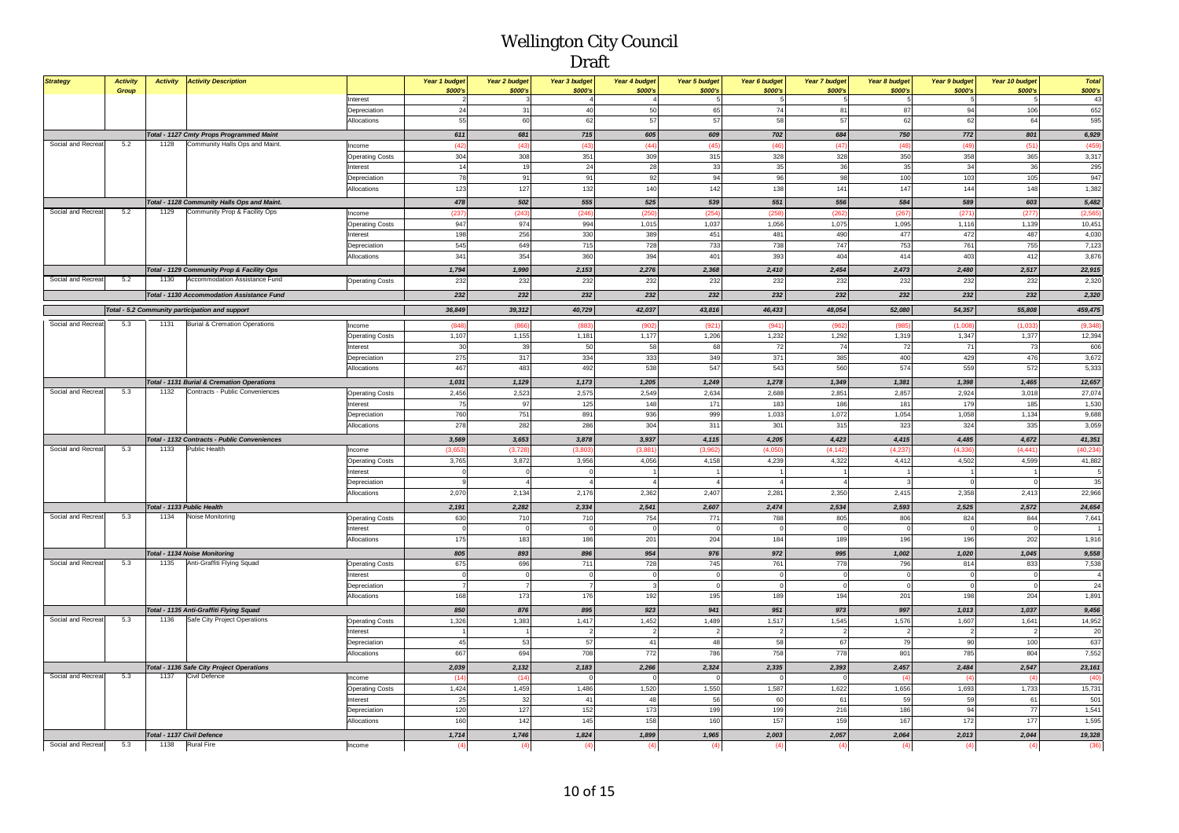# Wellington City Council
## Draft

| Strategy | Activity Group | Activity | Activity Description | | Year 1 budget $000's | Year 2 budget $000's | Year 3 budget $000's | Year 4 budget $000's | Year 5 budget $000's | Year 6 budget $000's | Year 7 budget $000's | Year 8 budget $000's | Year 9 budget $000's | Year 10 budget $000's | Total $000's |
|---|---|---|---|---|---|---|---|---|---|---|---|---|---|---|---|
| | | | | Interest | 2 | 3 | 4 | 4 | 5 | 5 | 5 | 5 | 5 | 5 | 43 |
| | | | | Depreciation | 24 | 31 | 40 | 50 | 65 | 74 | 81 | 87 | 94 | 106 | 652 |
| | | | | Allocations | 55 | 60 | 62 | 57 | 57 | 58 | 57 | 62 | 62 | 64 | 595 |
| | | | Total - 1127 Cmty Props Programmed Maint | | 611 | 681 | 715 | 605 | 609 | 702 | 684 | 750 | 772 | 801 | 6,929 |
| Social and Recreat | 5.2 | 1128 | Community Halls Ops and Maint. | Income | (42) | (43) | (43) | (44) | (45) | (46) | (47) | (48) | (49) | (51) | (459) |
| | | | | Operating Costs | 304 | 308 | 351 | 309 | 315 | 328 | 328 | 350 | 358 | 365 | 3,317 |
| | | | | Interest | 14 | 19 | 24 | 28 | 33 | 35 | 36 | 35 | 34 | 36 | 295 |
| | | | | Depreciation | 78 | 91 | 91 | 92 | 94 | 96 | 98 | 100 | 103 | 105 | 947 |
| | | | | Allocations | 123 | 127 | 132 | 140 | 142 | 138 | 141 | 147 | 144 | 148 | 1,382 |
| | | | Total - 1128 Community Halls Ops and Maint. | | 478 | 502 | 555 | 525 | 539 | 551 | 556 | 584 | 589 | 603 | 5,482 |
| Social and Recreat | 5.2 | 1129 | Community Prop & Facility Ops | Income | (237) | (243) | (246) | (250) | (254) | (258) | (262) | (267) | (271) | (277) | (2,565) |
| | | | | Operating Costs | 947 | 974 | 994 | 1,015 | 1,037 | 1,056 | 1,075 | 1,095 | 1,116 | 1,139 | 10,451 |
| | | | | Interest | 198 | 256 | 330 | 389 | 451 | 481 | 490 | 477 | 472 | 487 | 4,030 |
| | | | | Depreciation | 545 | 649 | 715 | 728 | 733 | 738 | 747 | 753 | 761 | 755 | 7,123 |
| | | | | Allocations | 341 | 354 | 360 | 394 | 401 | 393 | 404 | 414 | 403 | 412 | 3,876 |
| | | | Total - 1129 Community Prop & Facility Ops | | 1,794 | 1,990 | 2,153 | 2,276 | 2,368 | 2,410 | 2,454 | 2,473 | 2,480 | 2,517 | 22,915 |
| Social and Recreat | 5.2 | 1130 | Accommodation Assistance Fund | Operating Costs | 232 | 232 | 232 | 232 | 232 | 232 | 232 | 232 | 232 | 232 | 2,320 |
| | | | Total - 1130 Accommodation Assistance Fund | | 232 | 232 | 232 | 232 | 232 | 232 | 232 | 232 | 232 | 232 | 2,320 |
| | | Total - 5.2 Community participation and support | | | 36,849 | 39,312 | 40,729 | 42,037 | 43,816 | 46,433 | 48,054 | 52,080 | 54,357 | 55,808 | 459,475 |
| Social and Recreat | 5.3 | 1131 | Burial & Cremation Operations | Income | (848) | (866) | (883) | (902) | (921) | (941) | (962) | (985) | (1,008) | (1,033) | (9,348) |
| | | | | Operating Costs | 1,107 | 1,155 | 1,181 | 1,177 | 1,206 | 1,232 | 1,292 | 1,319 | 1,347 | 1,377 | 12,394 |
| | | | | Interest | 30 | 39 | 50 | 58 | 68 | 72 | 74 | 72 | 71 | 73 | 606 |
| | | | | Depreciation | 275 | 317 | 334 | 333 | 349 | 371 | 385 | 400 | 429 | 476 | 3,672 |
| | | | | Allocations | 467 | 483 | 492 | 538 | 547 | 543 | 560 | 574 | 559 | 572 | 5,333 |
| | | | Total - 1131 Burial & Cremation Operations | | 1,031 | 1,129 | 1,173 | 1,205 | 1,249 | 1,278 | 1,349 | 1,381 | 1,398 | 1,465 | 12,657 |
| Social and Recreat | 5.3 | 1132 | Contracts - Public Conveniences | Operating Costs | 2,456 | 2,523 | 2,575 | 2,549 | 2,634 | 2,688 | 2,851 | 2,857 | 2,924 | 3,018 | 27,074 |
| | | | | Interest | 75 | 97 | 125 | 148 | 171 | 183 | 186 | 181 | 179 | 185 | 1,530 |
| | | | | Depreciation | 760 | 751 | 891 | 936 | 999 | 1,033 | 1,072 | 1,054 | 1,058 | 1,134 | 9,688 |
| | | | | Allocations | 278 | 282 | 286 | 304 | 311 | 301 | 315 | 323 | 324 | 335 | 3,059 |
| | | | Total - 1132 Contracts - Public Conveniences | | 3,569 | 3,653 | 3,878 | 3,937 | 4,115 | 4,205 | 4,423 | 4,415 | 4,485 | 4,672 | 41,351 |
| Social and Recreat | 5.3 | 1133 | Public Health | Income | (3,653) | (3,728) | (3,803) | (3,881) | (3,962) | (4,050) | (4,142) | (4,237) | (4,336) | (4,441) | (40,234) |
| | | | | Operating Costs | 3,765 | 3,872 | 3,956 | 4,056 | 4,158 | 4,239 | 4,322 | 4,412 | 4,502 | 4,599 | 41,882 |
| | | | | Interest | 0 | 0 | 0 | 1 | 1 | 1 | 1 | 1 | 1 | 1 | 5 |
| | | | | Depreciation | 9 | 4 | 4 | 4 | 4 | 4 | 4 | 3 | 0 | 0 | 35 |
| | | | | Allocations | 2,070 | 2,134 | 2,176 | 2,362 | 2,407 | 2,281 | 2,350 | 2,415 | 2,358 | 2,413 | 22,966 |
| | | | Total - 1133 Public Health | | 2,191 | 2,282 | 2,334 | 2,541 | 2,607 | 2,474 | 2,534 | 2,593 | 2,525 | 2,572 | 24,654 |
| Social and Recreat | 5.3 | 1134 | Noise Monitoring | Operating Costs | 630 | 710 | 710 | 754 | 771 | 788 | 805 | 806 | 824 | 844 | 7,641 |
| | | | | Interest | 0 | 0 | 0 | 0 | 0 | 0 | 0 | 0 | 0 | 0 | 1 |
| | | | | Allocations | 175 | 183 | 186 | 201 | 204 | 184 | 189 | 196 | 196 | 202 | 1,916 |
| | | | Total - 1134 Noise Monitoring | | 805 | 893 | 896 | 954 | 976 | 972 | 995 | 1,002 | 1,020 | 1,045 | 9,558 |
| Social and Recreat | 5.3 | 1135 | Anti-Graffiti Flying Squad | Operating Costs | 675 | 696 | 711 | 728 | 745 | 761 | 778 | 796 | 814 | 833 | 7,538 |
| | | | | Interest | 0 | 0 | 0 | 0 | 0 | 0 | 0 | 0 | 0 | 0 | 4 |
| | | | | Depreciation | 7 | 7 | 7 | 3 | 0 | 0 | 0 | 0 | 0 | 0 | 24 |
| | | | | Allocations | 168 | 173 | 176 | 192 | 195 | 189 | 194 | 201 | 198 | 204 | 1,891 |
| | | | Total - 1135 Anti-Graffiti Flying Squad | | 850 | 876 | 895 | 923 | 941 | 951 | 973 | 997 | 1,013 | 1,037 | 9,456 |
| Social and Recreat | 5.3 | 1136 | Safe City Project Operations | Operating Costs | 1,326 | 1,383 | 1,417 | 1,452 | 1,489 | 1,517 | 1,545 | 1,576 | 1,607 | 1,641 | 14,952 |
| | | | | Interest | 1 | 1 | 2 | 2 | 2 | 2 | 2 | 2 | 2 | 2 | 20 |
| | | | | Depreciation | 45 | 53 | 57 | 41 | 48 | 58 | 67 | 79 | 90 | 100 | 637 |
| | | | | Allocations | 667 | 694 | 708 | 772 | 786 | 758 | 778 | 801 | 785 | 804 | 7,552 |
| | | | Total - 1136 Safe City Project Operations | | 2,039 | 2,132 | 2,183 | 2,266 | 2,324 | 2,335 | 2,393 | 2,457 | 2,484 | 2,547 | 23,161 |
| Social and Recreat | 5.3 | 1137 | Civil Defence | Income | (14) | (14) | 0 | 0 | 0 | 0 | 0 | (4) | (4) | (4) | (40) |
| | | | | Operating Costs | 1,424 | 1,459 | 1,486 | 1,520 | 1,550 | 1,587 | 1,622 | 1,656 | 1,693 | 1,733 | 15,731 |
| | | | | Interest | 25 | 32 | 41 | 48 | 56 | 60 | 61 | 59 | 59 | 61 | 501 |
| | | | | Depreciation | 120 | 127 | 152 | 173 | 199 | 199 | 216 | 186 | 94 | 77 | 1,541 |
| | | | | Allocations | 160 | 142 | 145 | 158 | 160 | 157 | 159 | 167 | 172 | 177 | 1,595 |
| | | | Total - 1137 Civil Defence | | 1,714 | 1,746 | 1,824 | 1,899 | 1,965 | 2,003 | 2,057 | 2,064 | 2,013 | 2,044 | 19,328 |
| Social and Recreat | 5.3 | 1138 | Rural Fire | Income | (4) | (4) | (4) | (4) | (4) | (4) | (4) | (4) | (4) | (4) | (36) |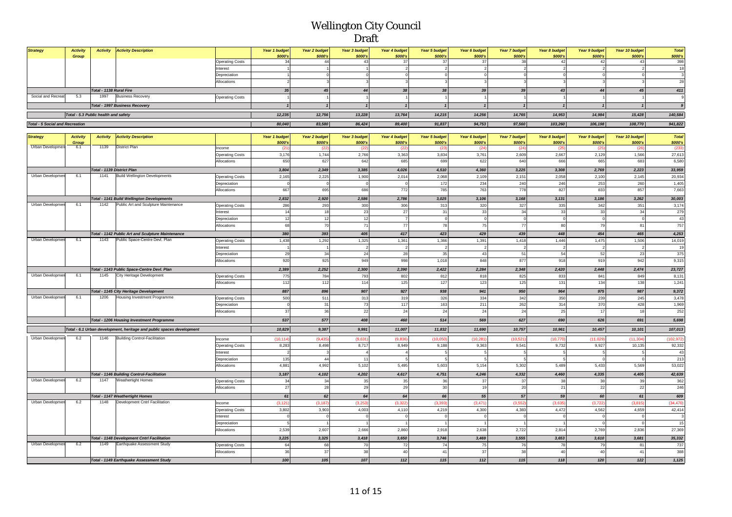# Wellington City Council

## Draft

| Strategy | Activity Group | Activity | Activity Description | | Year 1 budget $000's | Year 2 budget $000's | Year 3 budget $000's | Year 4 budget $000's | Year 5 budget $000's | Year 6 budget $000's | Year 7 budget $000's | Year 8 budget $000's | Year 9 budget $000's | Year 10 budget $000's | Total $000's |
|---|---|---|---|---|---|---|---|---|---|---|---|---|---|---|---|
| | | | | Operating Costs | 34 | 44 | 43 | 37 | 37 | 37 | 38 | 42 | 42 | 43 | 398 |
| | | | | Interest | 1 | 1 | 1 | 2 | 2 | 2 | 2 | 2 | 2 | 2 | 18 |
| | | | | Depreciation | 1 | 0 | 0 | 0 | 0 | 0 | 0 | 0 | 0 | 0 | 3 |
| | | | | Allocations | 2 | 3 | 3 | 3 | 3 | 3 | 3 | 3 | 3 | 3 | 28 |
| | | Total - 1138 Rural Fire | | | 35 | 45 | 44 | 38 | 38 | 39 | 39 | 43 | 44 | 45 | 411 |
| Social and Recreat | 5.3 | 1997 | Business Recovery | Operating Costs | 1 | 1 | 1 | 1 | 1 | 1 | 1 | 1 | 1 | 1 | 9 |
| | | | Total - 1997 Business Recovery | | 1 | 1 | 1 | 1 | 1 | 1 | 1 | 1 | 1 | 1 | 9 |
| | Total - 5.3 Public health and safety | | | | 12,235 | 12,756 | 13,228 | 13,764 | 14,215 | 14,256 | 14,765 | 14,953 | 14,984 | 15,428 | 140,584 |
| Total - 5 Social and Recreation | | | | | 80,040 | 83,580 | 86,424 | 89,400 | 91,837 | 94,753 | 97,560 | 103,260 | 106,198 | 108,770 | 941,822 |

| Strategy | Activity Group | Activity | Activity Description | | Year 1 budget $000's | Year 2 budget $000's | Year 3 budget $000's | Year 4 budget $000's | Year 5 budget $000's | Year 6 budget $000's | Year 7 budget $000's | Year 8 budget $000's | Year 9 budget $000's | Year 10 budget $000's | Total $000's |
|---|---|---|---|---|---|---|---|---|---|---|---|---|---|---|---|
| Urban Developmen | 6.1 | 1139 | District Plan | Income | (21) | (22) | (22) | (22) | (23) | (24) | (24) | (25) | (25) | (26) | (233) |
| | | | | Operating Costs | 3,176 | 1,744 | 2,766 | 3,363 | 3,834 | 3,761 | 2,609 | 2,667 | 2,129 | 1,566 | 27,613 |
| | | | | Allocations | 650 | 627 | 642 | 685 | 699 | 622 | 640 | 666 | 665 | 683 | 6,580 |
| | | Total - 1139 District Plan | | | 3,804 | 2,349 | 3,385 | 4,026 | 4,510 | 4,360 | 3,225 | 3,308 | 2,769 | 2,223 | 33,959 |
| Urban Developmen | 6.1 | 1141 | Build Wellington Developments | Operating Costs | 2,165 | 2,225 | 1,900 | 2,014 | 2,068 | 2,109 | 2,151 | 2,058 | 2,100 | 2,145 | 20,934 |
| | | | | Depreciation | 0 | 0 | 0 | 0 | 172 | 234 | 240 | 246 | 253 | 260 | 1,405 |
| | | | | Allocations | 667 | 695 | 686 | 772 | 785 | 763 | 778 | 827 | 833 | 857 | 7,663 |
| | | Total - 1141 Build Wellington Developments | | | 2,832 | 2,920 | 2,586 | 2,786 | 3,025 | 3,106 | 3,168 | 3,131 | 3,186 | 3,262 | 30,003 |
| Urban Developmen | 6.1 | 1142 | Public Art and Sculpture Maintenance | Operating Costs | 286 | 293 | 300 | 306 | 313 | 320 | 327 | 335 | 342 | 351 | 3,174 |
| | | | | Interest | 14 | 18 | 23 | 27 | 31 | 33 | 34 | 33 | 33 | 34 | 279 |
| | | | | Depreciation | 12 | 12 | 12 | 7 | 0 | 0 | 0 | 0 | 0 | 0 | 43 |
| | | | | Allocations | 68 | 70 | 71 | 77 | 78 | 75 | 77 | 80 | 79 | 81 | 757 |
| | | Total - 1142 Public Art and Sculpture Maintenance | | | 380 | 393 | 405 | 417 | 423 | 429 | 439 | 448 | 454 | 465 | 4,253 |
| Urban Developmen | 6.1 | 1143 | Public Space-Centre Devl. Plan | Operating Costs | 1,438 | 1,292 | 1,325 | 1,361 | 1,366 | 1,391 | 1,418 | 1,446 | 1,475 | 1,506 | 14,019 |
| | | | | Interest | 1 | 1 | 2 | 2 | 2 | 2 | 2 | 2 | 2 | 2 | 19 |
| | | | | Depreciation | 29 | 34 | 24 | 28 | 35 | 43 | 51 | 54 | 52 | 23 | 375 |
| | | | | Allocations | 920 | 925 | 949 | 998 | 1,018 | 848 | 877 | 918 | 919 | 942 | 9,315 |
| | | Total - 1143 Public Space-Centre Devl. Plan | | | 2,389 | 2,252 | 2,300 | 2,390 | 2,422 | 2,284 | 2,348 | 2,420 | 2,448 | 2,474 | 23,727 |
| Urban Developmen | 6.1 | 1145 | City Heritage Development | Operating Costs | 775 | 784 | 793 | 802 | 812 | 818 | 825 | 833 | 841 | 849 | 8,131 |
| | | | | Allocations | 112 | 112 | 114 | 125 | 127 | 123 | 125 | 131 | 134 | 138 | 1,241 |
| | | Total - 1145 City Heritage Development | | | 887 | 896 | 907 | 927 | 938 | 941 | 950 | 964 | 975 | 987 | 9,372 |
| Urban Developmen | 6.1 | 1206 | Housing Investment Programme | Operating Costs | 500 | 511 | 313 | 319 | 326 | 334 | 342 | 350 | 239 | 245 | 3,478 |
| | | | | Depreciation | 0 | 31 | 73 | 117 | 163 | 211 | 262 | 314 | 370 | 428 | 1,969 |
| | | | | Allocations | 37 | 36 | 22 | 24 | 24 | 24 | 24 | 25 | 17 | 18 | 252 |
| | | Total - 1206 Housing Investment Programme | | | 537 | 577 | 408 | 460 | 514 | 569 | 627 | 690 | 626 | 691 | 5,698 |
| | Total - 6.1 Urban development, heritage and public spaces development | | | | 10,829 | 9,387 | 9,991 | 11,007 | 11,832 | 11,690 | 10,757 | 10,961 | 10,457 | 10,101 | 107,013 |
| Urban Developmen | 6.2 | 1146 | Building Control-Facilitation | Income | (10,114) | (9,435) | (9,631) | (9,836) | (10,050) | (10,281) | (10,521) | (10,770) | (11,029) | (11,304) | (102,972) |
| | | | | Operating Costs | 8,283 | 8,498 | 8,717 | 8,949 | 9,188 | 9,363 | 9,541 | 9,732 | 9,927 | 10,135 | 92,332 |
| | | | | Interest | 2 | 3 | 4 | 4 | 5 | 5 | 5 | 5 | 5 | 5 | 43 |
| | | | | Depreciation | 135 | 44 | 11 | 5 | 5 | 5 | 5 | 5 | 0 | 0 | 213 |
| | | | | Allocations | 4,881 | 4,992 | 5,102 | 5,495 | 5,603 | 5,154 | 5,302 | 5,489 | 5,433 | 5,569 | 53,022 |
| | | Total - 1146 Building Control-Facilitation | | | 3,187 | 4,102 | 4,202 | 4,617 | 4,751 | 4,246 | 4,332 | 4,460 | 4,335 | 4,405 | 42,639 |
| Urban Developmen | 6.2 | 1147 | Weathertight Homes | Operating Costs | 34 | 34 | 35 | 35 | 36 | 37 | 37 | 38 | 38 | 39 | 362 |
| | | | | Allocations | 27 | 28 | 29 | 29 | 30 | 19 | 20 | 21 | 22 | 22 | 246 |
| | | Total - 1147 Weathertight Homes | | | 61 | 62 | 64 | 64 | 66 | 55 | 57 | 59 | 60 | 61 | 609 |
| Urban Developmen | 6.2 | 1148 | Development Cntrl Facilitation | Income | (3,121) | (3,187) | (3,253) | (3,322) | (3,393) | (3,471) | (3,552) | (3,635) | (3,722) | (3,815) | (34,470) |
| | | | | Operating Costs | 3,802 | 3,903 | 4,003 | 4,110 | 4,219 | 4,300 | 4,383 | 4,472 | 4,562 | 4,659 | 42,414 |
| | | | | Interest | 0 | 0 | 0 | 0 | 0 | 0 | 0 | 0 | 0 | 0 | 3 |
| | | | | Depreciation | 5 | 1 | 1 | 1 | 1 | 1 | 1 | 1 | 0 | 0 | 15 |
| | | | | Allocations | 2,539 | 2,607 | 2,666 | 2,860 | 2,918 | 2,638 | 2,722 | 2,814 | 2,769 | 2,836 | 27,369 |
| | | Total - 1148 Development Cntrl Facilitation | | | 3,225 | 3,325 | 3,418 | 3,650 | 3,746 | 3,469 | 3,555 | 3,653 | 3,610 | 3,681 | 35,332 |
| Urban Developmen | 6.2 | 1149 | Earthquake Assessment Study | Operating Costs | 64 | 68 | 70 | 72 | 74 | 75 | 76 | 78 | 79 | 81 | 737 |
| | | | | Allocations | 36 | 37 | 38 | 40 | 41 | 37 | 38 | 40 | 40 | 41 | 388 |
| | | Total - 1149 Earthquake Assessment Study | | | 100 | 105 | 107 | 112 | 115 | 112 | 115 | 118 | 120 | 122 | 1,125 |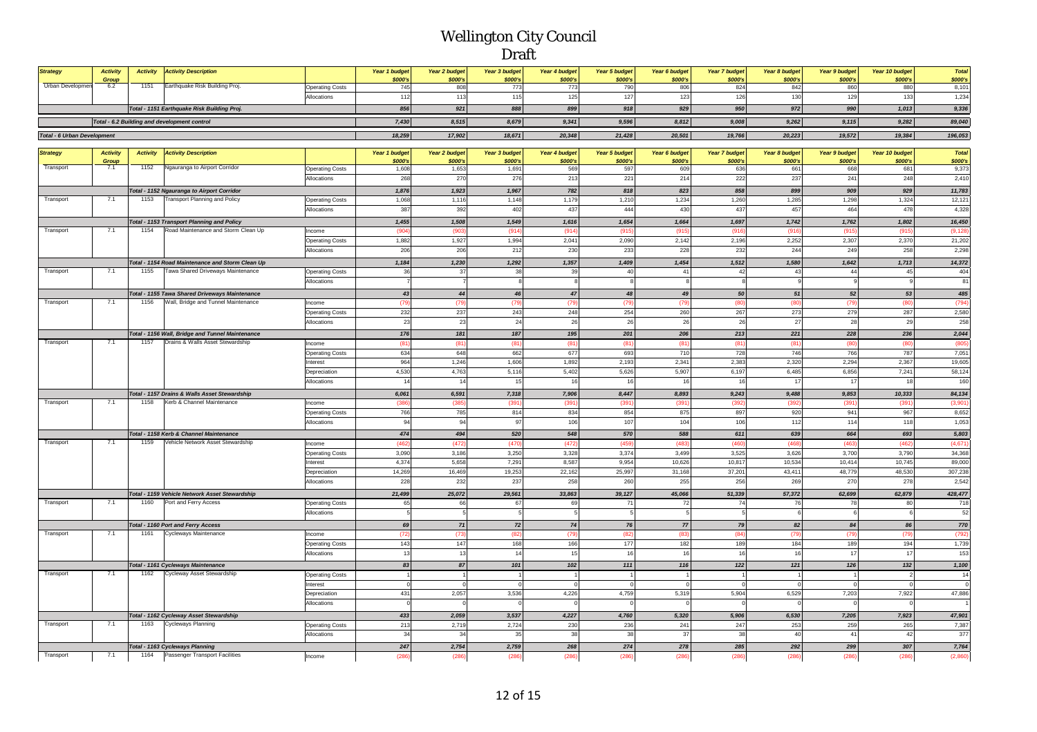# Wellington City Council

## Draft

| Strategy | Activity Group | Activity | Activity Description | | Year 1 budget $000's | Year 2 budget $000's | Year 3 budget $000's | Year 4 budget $000's | Year 5 budget $000's | Year 6 budget $000's | Year 7 budget $000's | Year 8 budget $000's | Year 9 budget $000's | Year 10 budget $000's | Total $000's |
|---|---|---|---|---|---|---|---|---|---|---|---|---|---|---|---|
| Urban Development | 6.2 | 1151 | Earthquake Risk Building Proj. | Operating Costs | 745 | 808 | 773 | 773 | 790 | 806 | 824 | 842 | 860 | 880 | 8,101 |
| | | | | Allocations | 112 | 113 | 115 | 125 | 127 | 123 | 126 | 130 | 129 | 133 | 1,234 |
| | | | *Total - 1151 Earthquake Risk Building Proj.* | | *856* | *921* | *888* | *899* | *918* | *929* | *950* | *972* | *990* | *1,013* | *9,336* |
| | | | *Total - 6.2 Building and development control* | | *7,430* | *8,515* | *8,679* | *9,341* | *9,596* | *8,812* | *9,008* | *9,262* | *9,115* | *9,282* | *89,040* |
| *Total - 6 Urban Development* | | | | | *18,259* | *17,902* | *18,671* | *20,348* | *21,428* | *20,501* | *19,766* | *20,223* | *19,572* | *19,384* | *196,053* |

| Strategy | Activity Group | Activity | Activity Description | | Year 1 budget $000's | Year 2 budget $000's | Year 3 budget $000's | Year 4 budget $000's | Year 5 budget $000's | Year 6 budget $000's | Year 7 budget $000's | Year 8 budget $000's | Year 9 budget $000's | Year 10 budget $000's | Total $000's |
|---|---|---|---|---|---|---|---|---|---|---|---|---|---|---|---|
| Transport | 7.1 | 1152 | Ngauranga to Airport Corridor | Operating Costs | 1,608 | 1,653 | 1,691 | 569 | 597 | 609 | 636 | 661 | 668 | 681 | 9,373 |
| | | | | Allocations | 268 | 270 | 276 | 213 | 221 | 214 | 222 | 237 | 241 | 248 | 2,410 |
| | | | *Total - 1152 Ngauranga to Airport Corridor* | | *1,876* | *1,923* | *1,967* | *782* | *818* | *823* | *858* | *899* | *909* | *929* | *11,783* |
| Transport | 7.1 | 1153 | Transport Planning and Policy | Operating Costs | 1,068 | 1,116 | 1,148 | 1,179 | 1,210 | 1,234 | 1,260 | 1,285 | 1,298 | 1,324 | 12,121 |
| | | | | Allocations | 387 | 392 | 402 | 437 | 444 | 430 | 437 | 457 | 464 | 478 | 4,328 |
| | | | *Total - 1153 Transport Planning and Policy* | | *1,455* | *1,508* | *1,549* | *1,616* | *1,654* | *1,664* | *1,697* | *1,742* | *1,762* | *1,802* | *16,450* |
| Transport | 7.1 | 1154 | Road Maintenance and Storm Clean Up | Income | (904) | (903) | (914) | (914) | (915) | (915) | (916) | (916) | (915) | (915) | (9,128) |
| | | | | Operating Costs | 1,882 | 1,927 | 1,994 | 2,041 | 2,090 | 2,142 | 2,196 | 2,252 | 2,307 | 2,370 | 21,202 |
| | | | | Allocations | 206 | 206 | 212 | 230 | 233 | 228 | 232 | 244 | 249 | 258 | 2,298 |
| | | | *Total - 1154 Road Maintenance and Storm Clean Up* | | *1,184* | *1,230* | *1,292* | *1,357* | *1,409* | *1,454* | *1,512* | *1,580* | *1,642* | *1,713* | *14,372* |
| Transport | 7.1 | 1155 | Tawa Shared Driveways Maintenance | Operating Costs | 36 | 37 | 38 | 39 | 40 | 41 | 42 | 43 | 44 | 45 | 404 |
| | | | | Allocations | 7 | 7 | 8 | 8 | 8 | 8 | 8 | 9 | 9 | 9 | 81 |
| | | | *Total - 1155 Tawa Shared Driveways Maintenance* | | *43* | *44* | *46* | *47* | *48* | *49* | *50* | *51* | *52* | *53* | *485* |
| Transport | 7.1 | 1156 | Wall, Bridge and Tunnel Maintenance | Income | (79) | (79) | (79) | (79) | (79) | (79) | (80) | (80) | (79) | (80) | (794) |
| | | | | Operating Costs | 232 | 237 | 243 | 248 | 254 | 260 | 267 | 273 | 279 | 287 | 2,580 |
| | | | | Allocations | 23 | 23 | 24 | 26 | 26 | 26 | 26 | 27 | 28 | 29 | 258 |
| | | | *Total - 1156 Wall, Bridge and Tunnel Maintenance* | | *176* | *181* | *187* | *195* | *201* | *206* | *213* | *221* | *228* | *236* | *2,044* |
| Transport | 7.1 | 1157 | Drains & Walls Asset Stewardship | Income | (81) | (81) | (81) | (81) | (81) | (81) | (81) | (81) | (80) | (80) | (805) |
| | | | | Operating Costs | 634 | 648 | 662 | 677 | 693 | 710 | 728 | 746 | 766 | 787 | 7,051 |
| | | | | Interest | 964 | 1,246 | 1,606 | 1,892 | 2,193 | 2,341 | 2,383 | 2,320 | 2,294 | 2,367 | 19,605 |
| | | | | Depreciation | 4,530 | 4,763 | 5,116 | 5,402 | 5,626 | 5,907 | 6,197 | 6,485 | 6,856 | 7,241 | 58,124 |
| | | | | Allocations | 14 | 14 | 15 | 16 | 16 | 16 | 16 | 17 | 17 | 18 | 160 |
| | | | *Total - 1157 Drains & Walls Asset Stewardship* | | *6,061* | *6,591* | *7,318* | *7,906* | *8,447* | *8,893* | *9,243* | *9,488* | *9,853* | *10,333* | *84,134* |
| Transport | 7.1 | 1158 | Kerb & Channel Maintenance | Income | (386) | (385) | (391) | (391) | (391) | (391) | (392) | (392) | (391) | (391) | (3,901) |
| | | | | Operating Costs | 766 | 785 | 814 | 834 | 854 | 875 | 897 | 920 | 941 | 967 | 8,652 |
| | | | | Allocations | 94 | 94 | 97 | 106 | 107 | 104 | 106 | 112 | 114 | 118 | 1,053 |
| | | | *Total - 1158 Kerb & Channel Maintenance* | | *474* | *494* | *520* | *548* | *570* | *588* | *611* | *639* | *664* | *693* | *5,803* |
| Transport | 7.1 | 1159 | Vehicle Network Asset Stewardship | Income | (462) | (472) | (470) | (472) | (459) | (483) | (460) | (468) | (463) | (462) | (4,671) |
| | | | | Operating Costs | 3,090 | 3,186 | 3,250 | 3,328 | 3,374 | 3,499 | 3,525 | 3,626 | 3,700 | 3,790 | 34,368 |
| | | | | Interest | 4,374 | 5,658 | 7,291 | 8,587 | 9,954 | 10,626 | 10,817 | 10,534 | 10,414 | 10,745 | 89,000 |
| | | | | Depreciation | 14,269 | 16,469 | 19,253 | 22,162 | 25,997 | 31,168 | 37,201 | 43,411 | 48,779 | 48,530 | 307,238 |
| | | | | Allocations | 228 | 232 | 237 | 258 | 260 | 255 | 256 | 269 | 270 | 278 | 2,542 |
| | | | *Total - 1159 Vehicle Network Asset Stewardship* | | *21,499* | *25,072* | *29,561* | *33,863* | *39,127* | *45,066* | *51,339* | *57,372* | *62,699* | *62,879* | *428,477* |
| Transport | 7.1 | 1160 | Port and Ferry Access | Operating Costs | 65 | 66 | 67 | 69 | 71 | 72 | 74 | 76 | 78 | 80 | 718 |
| | | | | Allocations | 5 | 5 | 5 | 5 | 5 | 5 | 5 | 6 | 6 | 6 | 52 |
| | | | *Total - 1160 Port and Ferry Access* | | *69* | *71* | *72* | *74* | *76* | *77* | *79* | *82* | *84* | *86* | *770* |
| Transport | 7.1 | 1161 | Cycleways Maintenance | Income | (72) | (73) | (82) | (79) | (82) | (83) | (84) | (79) | (79) | (79) | (792) |
| | | | | Operating Costs | 143 | 147 | 168 | 166 | 177 | 182 | 189 | 184 | 189 | 194 | 1,739 |
| | | | | Allocations | 13 | 13 | 14 | 15 | 16 | 16 | 16 | 16 | 17 | 17 | 153 |
| | | | *Total - 1161 Cycleways Maintenance* | | *83* | *87* | *101* | *102* | *111* | *116* | *122* | *121* | *126* | *132* | *1,100* |
| Transport | 7.1 | 1162 | Cycleway Asset Stewardship | Operating Costs | 1 | 1 | 1 | 1 | 1 | 1 | 1 | 1 | 1 | 2 | 14 |
| | | | | Interest | 0 | 0 | 0 | 0 | 0 | 0 | 0 | 0 | 0 | 0 | 0 |
| | | | | Depreciation | 431 | 2,057 | 3,536 | 4,226 | 4,759 | 5,319 | 5,904 | 6,529 | 7,203 | 7,922 | 47,886 |
| | | | | Allocations | 0 | 0 | 0 | 0 | 0 | 0 | 0 | 0 | 0 | 0 | 1 |
| | | | *Total - 1162 Cycleway Asset Stewardship* | | *433* | *2,059* | *3,537* | *4,227* | *4,760* | *5,320* | *5,906* | *6,530* | *7,205* | *7,923* | *47,901* |
| Transport | 7.1 | 1163 | Cycleways Planning | Operating Costs | 213 | 2,719 | 2,724 | 230 | 236 | 241 | 247 | 253 | 259 | 265 | 7,387 |
| | | | | Allocations | 34 | 34 | 35 | 38 | 38 | 37 | 38 | 40 | 41 | 42 | 377 |
| | | | *Total - 1163 Cycleways Planning* | | *247* | *2,754* | *2,759* | *268* | *274* | *278* | *285* | *292* | *299* | *307* | *7,764* |
| Transport | 7.1 | 1164 | Passenger Transport Facilities | Income | (286) | (286) | (286) | (286) | (286) | (286) | (286) | (286) | (286) | (286) | (2,860) |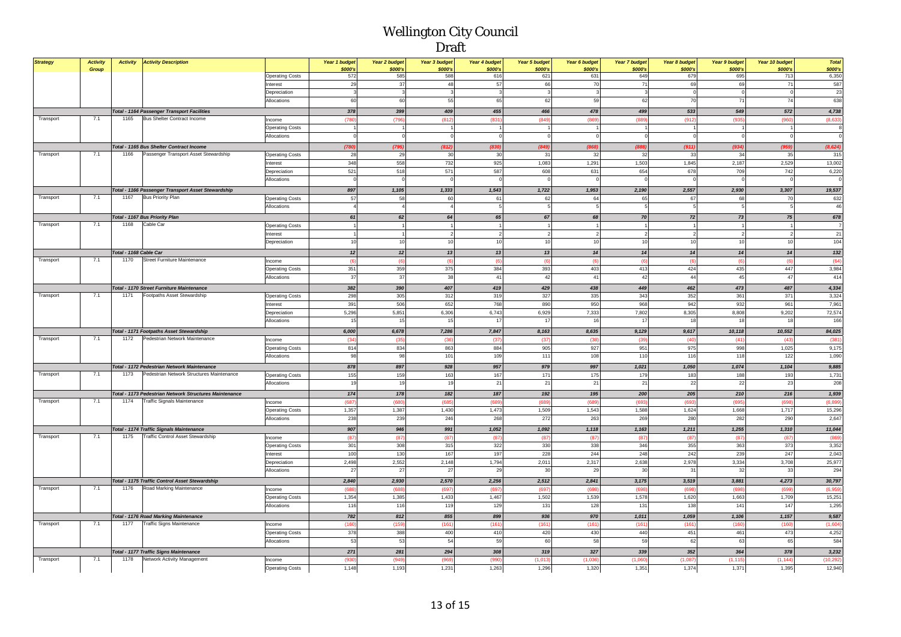# Wellington City Council

## Draft

| Strategy | Activity Group | Activity | Activity Description | | Year 1 budget $000's | Year 2 budget $000's | Year 3 budget $000's | Year 4 budget $000's | Year 5 budget $000's | Year 6 budget $000's | Year 7 budget $000's | Year 8 budget $000's | Year 9 budget $000's | Year 10 budget $000's | Total $000's |
|---|---|---|---|---|---|---|---|---|---|---|---|---|---|---|---|
| | | | | Operating Costs | 572 | 585 | 588 | 616 | 621 | 631 | 649 | 679 | 695 | 713 | 6,350 |
| | | | | Interest | 29 | 37 | 48 | 57 | 66 | 70 | 71 | 69 | 69 | 71 | 587 |
| | | | | Depreciation | 3 | 3 | 3 | 3 | 3 | 3 | 3 | 0 | 0 | 0 | 23 |
| | | | | Allocations | 60 | 60 | 55 | 65 | 62 | 59 | 62 | 70 | 71 | 74 | 638 |
| | | | Total - 1164 Passenger Transport Facilities | | 378 | 399 | 409 | 455 | 466 | 478 | 499 | 533 | 549 | 572 | 4,738 |
| Transport | 7.1 | 1165 | Bus Shelter Contract Income | Income | (780) | (796) | (812) | (831) | (849) | (869) | (889) | (912) | (935) | (960) | (8,633) |
| | | | | Operating Costs | 1 | 1 | 1 | 1 | 1 | 1 | 1 | 1 | 1 | 1 | 8 |
| | | | | Allocations | 0 | 0 | 0 | 0 | 0 | 0 | 0 | 0 | 0 | 0 | 0 |
| | | | Total - 1165 Bus Shelter Contract Income | | (780) | (795) | (812) | (830) | (849) | (868) | (888) | (911) | (934) | (959) | (8,624) |
| Transport | 7.1 | 1166 | Passenger Transport Asset Stewardship | Operating Costs | 28 | 29 | 30 | 30 | 31 | 32 | 32 | 33 | 34 | 35 | 315 |
| | | | | Interest | 348 | 558 | 732 | 925 | 1,083 | 1,291 | 1,503 | 1,845 | 2,187 | 2,529 | 13,002 |
| | | | | Depreciation | 521 | 518 | 571 | 587 | 608 | 631 | 654 | 678 | 709 | 742 | 6,220 |
| | | | | Allocations | 0 | 0 | 0 | 0 | 0 | 0 | 0 | 0 | 0 | 0 | 0 |
| | | | Total - 1166 Passenger Transport Asset Stewardship | | 897 | 1,105 | 1,333 | 1,543 | 1,722 | 1,953 | 2,190 | 2,557 | 2,930 | 3,307 | 19,537 |
| Transport | 7.1 | 1167 | Bus Priority Plan | Operating Costs | 57 | 58 | 60 | 61 | 62 | 64 | 65 | 67 | 68 | 70 | 632 |
| | | | | Allocations | 4 | 4 | 4 | 5 | 5 | 5 | 5 | 5 | 5 | 5 | 46 |
| | | | Total - 1167 Bus Priority Plan | | 61 | 62 | 64 | 65 | 67 | 68 | 70 | 72 | 73 | 75 | 678 |
| Transport | 7.1 | 1168 | Cable Car | Operating Costs | 1 | 1 | 1 | 1 | 1 | 1 | 1 | 1 | 1 | 1 | 7 |
| | | | | Interest | 1 | 1 | 2 | 2 | 2 | 2 | 2 | 2 | 2 | 2 | 21 |
| | | | | Depreciation | 10 | 10 | 10 | 10 | 10 | 10 | 10 | 10 | 10 | 10 | 104 |
| | | | Total - 1168 Cable Car | | 12 | 12 | 13 | 13 | 13 | 14 | 14 | 14 | 14 | 14 | 132 |
| Transport | 7.1 | 1170 | Street Furniture Maintenance | Income | (6) | (6) | (6) | (6) | (6) | (6) | (6) | (6) | (6) | (6) | (64) |
| | | | | Operating Costs | 351 | 359 | 375 | 384 | 393 | 403 | 413 | 424 | 435 | 447 | 3,984 |
| | | | | Allocations | 37 | 37 | 38 | 41 | 42 | 41 | 42 | 44 | 45 | 47 | 414 |
| | | | Total - 1170 Street Furniture Maintenance | | 382 | 390 | 407 | 419 | 429 | 438 | 449 | 462 | 473 | 487 | 4,334 |
| Transport | 7.1 | 1171 | Footpaths Asset Stewardship | Operating Costs | 298 | 305 | 312 | 319 | 327 | 335 | 343 | 352 | 361 | 371 | 3,324 |
| | | | | Interest | 391 | 506 | 652 | 768 | 890 | 950 | 968 | 942 | 932 | 961 | 7,961 |
| | | | | Depreciation | 5,296 | 5,851 | 6,306 | 6,743 | 6,929 | 7,333 | 7,802 | 8,305 | 8,808 | 9,202 | 72,574 |
| | | | | Allocations | 15 | 15 | 15 | 17 | 17 | 16 | 17 | 18 | 18 | 18 | 166 |
| | | | Total - 1171 Footpaths Asset Stewardship | | 6,000 | 6,678 | 7,286 | 7,847 | 8,163 | 8,635 | 9,129 | 9,617 | 10,118 | 10,552 | 84,025 |
| Transport | 7.1 | 1172 | Pedestrian Network Maintenance | Income | (34) | (35) | (36) | (37) | (37) | (38) | (39) | (40) | (41) | (43) | (381) |
| | | | | Operating Costs | 814 | 834 | 863 | 884 | 905 | 927 | 951 | 975 | 998 | 1,025 | 9,175 |
| | | | | Allocations | 98 | 98 | 101 | 109 | 111 | 108 | 110 | 116 | 118 | 122 | 1,090 |
| | | | Total - 1172 Pedestrian Network Maintenance | | 878 | 897 | 928 | 957 | 979 | 997 | 1,021 | 1,050 | 1,074 | 1,104 | 9,885 |
| Transport | 7.1 | 1173 | Pedestrian Network Structures Maintenance | Operating Costs | 155 | 159 | 163 | 167 | 171 | 175 | 179 | 183 | 188 | 193 | 1,731 |
| | | | | Allocations | 19 | 19 | 19 | 21 | 21 | 21 | 21 | 22 | 22 | 23 | 208 |
| | | | Total - 1173 Pedestrian Network Structures Maintenance | | 174 | 178 | 182 | 187 | 192 | 195 | 200 | 205 | 210 | 216 | 1,939 |
| Transport | 7.1 | 1174 | Traffic Signals Maintenance | Income | (687) | (680) | (685) | (689) | (689) | (689) | (693) | (693) | (695) | (698) | (6,899) |
| | | | | Operating Costs | 1,357 | 1,387 | 1,430 | 1,473 | 1,509 | 1,543 | 1,588 | 1,624 | 1,668 | 1,717 | 15,296 |
| | | | | Allocations | 238 | 239 | 246 | 268 | 272 | 263 | 269 | 280 | 282 | 290 | 2,647 |
| | | | Total - 1174 Traffic Signals Maintenance | | 907 | 946 | 991 | 1,052 | 1,092 | 1,118 | 1,163 | 1,211 | 1,255 | 1,310 | 11,044 |
| Transport | 7.1 | 1175 | Traffic Control Asset Stewardship | Income | (87) | (87) | (87) | (87) | (87) | (87) | (87) | (87) | (87) | (87) | (869) |
| | | | | Operating Costs | 301 | 308 | 315 | 322 | 330 | 338 | 346 | 355 | 363 | 373 | 3,352 |
| | | | | Interest | 100 | 130 | 167 | 197 | 228 | 244 | 248 | 242 | 239 | 247 | 2,043 |
| | | | | Depreciation | 2,498 | 2,552 | 2,148 | 1,794 | 2,011 | 2,317 | 2,638 | 2,978 | 3,334 | 3,708 | 25,977 |
| | | | | Allocations | 27 | 27 | 27 | 29 | 30 | 29 | 30 | 31 | 32 | 33 | 294 |
| | | | Total - 1175 Traffic Control Asset Stewardship | | 2,840 | 2,930 | 2,570 | 2,256 | 2,512 | 2,841 | 3,175 | 3,519 | 3,881 | 4,273 | 30,797 |
| Transport | 7.1 | 1176 | Road Marking Maintenance | Income | (688) | (688) | (697) | (697) | (697) | (698) | (698) | (698) | (698) | (699) | (6,959) |
| | | | | Operating Costs | 1,354 | 1,385 | 1,433 | 1,467 | 1,502 | 1,539 | 1,578 | 1,620 | 1,663 | 1,709 | 15,251 |
| | | | | Allocations | 116 | 116 | 119 | 129 | 131 | 128 | 131 | 138 | 141 | 147 | 1,295 |
| | | | Total - 1176 Road Marking Maintenance | | 782 | 812 | 855 | 899 | 936 | 970 | 1,011 | 1,059 | 1,106 | 1,157 | 9,587 |
| Transport | 7.1 | 1177 | Traffic Signs Maintenance | Income | (160) | (159) | (161) | (161) | (161) | (161) | (161) | (161) | (160) | (160) | (1,604) |
| | | | | Operating Costs | 378 | 388 | 400 | 410 | 420 | 430 | 440 | 451 | 461 | 473 | 4,252 |
| | | | | Allocations | 53 | 53 | 54 | 59 | 60 | 58 | 59 | 62 | 63 | 65 | 584 |
| | | | Total - 1177 Traffic Signs Maintenance | | 271 | 281 | 294 | 308 | 319 | 327 | 339 | 352 | 364 | 378 | 3,232 |
| Transport | 7.1 | 1178 | Network Activity Management | Income | (930) | (949) | (969) | (990) | (1,013) | (1,036) | (1,060) | (1,087) | (1,115) | (1,144) | (10,292) |
| | | | | Operating Costs | 1,148 | 1,193 | 1,231 | 1,263 | 1,296 | 1,320 | 1,351 | 1,374 | 1,371 | 1,395 | 12,940 |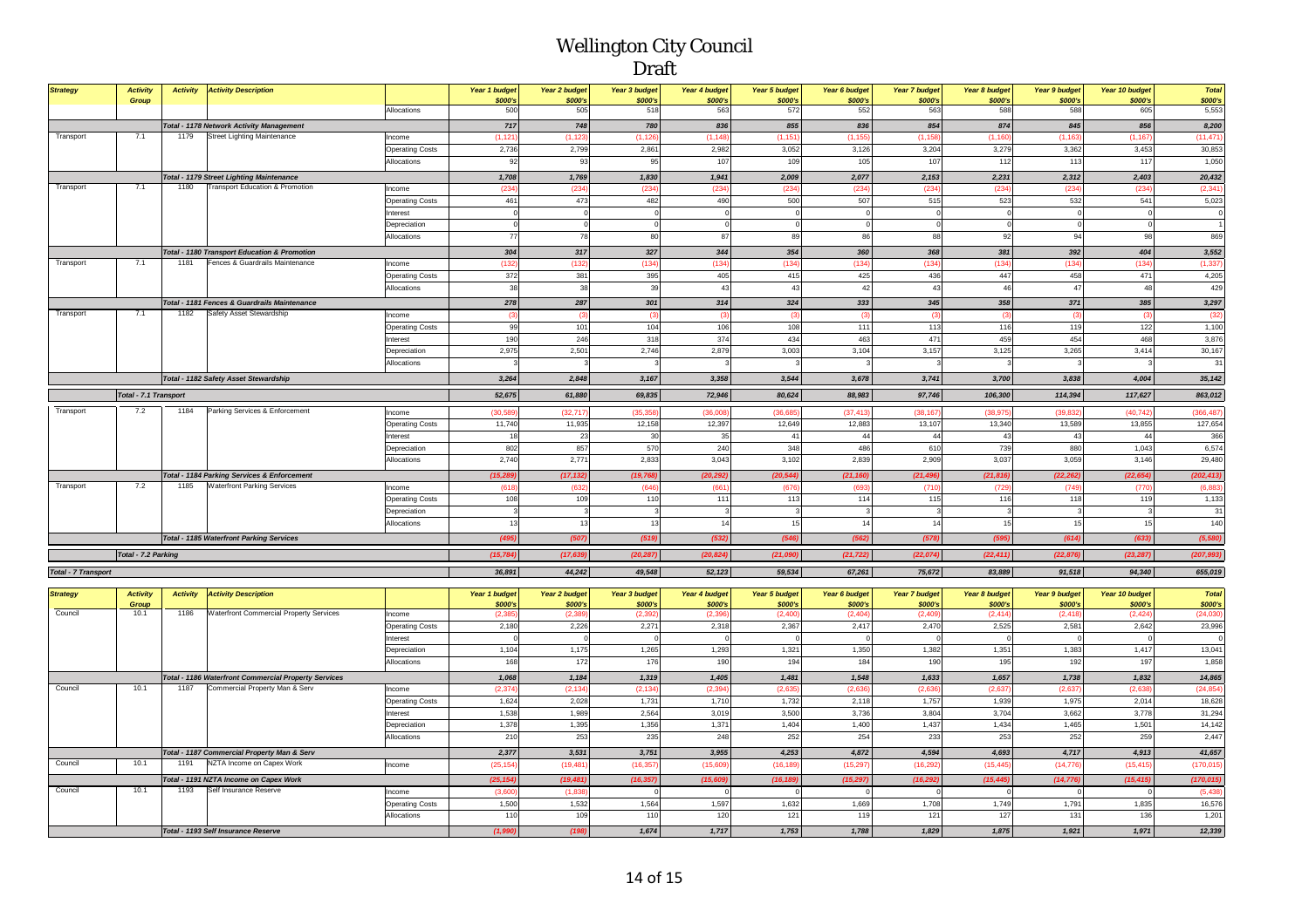# Wellington City Council

## Draft

| Strategy | Activity Group | Activity | Activity Description | | Year 1 budget $000's | Year 2 budget $000's | Year 3 budget $000's | Year 4 budget $000's | Year 5 budget $000's | Year 6 budget $000's | Year 7 budget $000's | Year 8 budget $000's | Year 9 budget $000's | Year 10 budget $000's | Total $000's |
|---|---|---|---|---|---|---|---|---|---|---|---|---|---|---|---|
| | | | | Allocations | 500 | 505 | 518 | 563 | 572 | 552 | 563 | 588 | 588 | 605 | 5,553 |
| | | | Total - 1178 Network Activity Management | | 717 | 748 | 780 | 836 | 855 | 836 | 854 | 874 | 845 | 856 | 8,200 |
| Transport | 7.1 | 1179 | Street Lighting Maintenance | Income | (1,121) | (1,123) | (1,126) | (1,148) | (1,151) | (1,155) | (1,158) | (1,160) | (1,163) | (1,167) | (11,471) |
| | | | | Operating Costs | 2,736 | 2,799 | 2,861 | 2,982 | 3,052 | 3,126 | 3,204 | 3,279 | 3,362 | 3,453 | 30,853 |
| | | | | Allocations | 92 | 93 | 95 | 107 | 109 | 105 | 107 | 112 | 113 | 117 | 1,050 |
| | | | Total - 1179 Street Lighting Maintenance | | 1,708 | 1,769 | 1,830 | 1,941 | 2,009 | 2,077 | 2,153 | 2,231 | 2,312 | 2,403 | 20,432 |
| Transport | 7.1 | 1180 | Transport Education & Promotion | Income | (234) | (234) | (234) | (234) | (234) | (234) | (234) | (234) | (234) | (234) | (2,341) |
| | | | | Operating Costs | 461 | 473 | 482 | 490 | 500 | 507 | 515 | 523 | 532 | 541 | 5,023 |
| | | | | Interest | 0 | 0 | 0 | 0 | 0 | 0 | 0 | 0 | 0 | 0 | 0 |
| | | | | Depreciation | 0 | 0 | 0 | 0 | 0 | 0 | 0 | 0 | 0 | 0 | 1 |
| | | | | Allocations | 77 | 78 | 80 | 87 | 89 | 86 | 88 | 92 | 94 | 98 | 869 |
| | | | Total - 1180 Transport Education & Promotion | | 304 | 317 | 327 | 344 | 354 | 360 | 368 | 381 | 392 | 404 | 3,552 |
| Transport | 7.1 | 1181 | Fences & Guardrails Maintenance | Income | (132) | (132) | (134) | (134) | (134) | (134) | (134) | (134) | (134) | (134) | (1,337) |
| | | | | Operating Costs | 372 | 381 | 395 | 405 | 415 | 425 | 436 | 447 | 458 | 471 | 4,205 |
| | | | | Allocations | 38 | 38 | 39 | 43 | 43 | 42 | 43 | 46 | 47 | 48 | 429 |
| | | | Total - 1181 Fences & Guardrails Maintenance | | 278 | 287 | 301 | 314 | 324 | 333 | 345 | 358 | 371 | 385 | 3,297 |
| Transport | 7.1 | 1182 | Safety Asset Stewardship | Income | (3) | (3) | (3) | (3) | (3) | (3) | (3) | (3) | (3) | (3) | (32) |
| | | | | Operating Costs | 99 | 101 | 104 | 106 | 108 | 111 | 113 | 116 | 119 | 122 | 1,100 |
| | | | | Interest | 190 | 246 | 318 | 374 | 434 | 463 | 471 | 459 | 454 | 468 | 3,876 |
| | | | | Depreciation | 2,975 | 2,501 | 2,746 | 2,879 | 3,003 | 3,104 | 3,157 | 3,125 | 3,265 | 3,414 | 30,167 |
| | | | | Allocations | 3 | 3 | 3 | 3 | 3 | 3 | 3 | 3 | 3 | 3 | 31 |
| | | | Total - 1182 Safety Asset Stewardship | | 3,264 | 2,848 | 3,167 | 3,358 | 3,544 | 3,678 | 3,741 | 3,700 | 3,838 | 4,004 | 35,142 |
| | Total - 7.1 Transport | | | | 52,675 | 61,880 | 69,835 | 72,946 | 80,624 | 88,983 | 97,746 | 106,300 | 114,394 | 117,627 | 863,012 |
| Transport | 7.2 | 1184 | Parking Services & Enforcement | Income | (30,589) | (32,717) | (35,358) | (36,008) | (36,685) | (37,413) | (38,167) | (38,975) | (39,832) | (40,742) | (366,487) |
| | | | | Operating Costs | 11,740 | 11,935 | 12,158 | 12,397 | 12,649 | 12,883 | 13,107 | 13,340 | 13,589 | 13,855 | 127,654 |
| | | | | Interest | 18 | 23 | 30 | 35 | 41 | 44 | 44 | 43 | 43 | 44 | 366 |
| | | | | Depreciation | 802 | 857 | 570 | 240 | 348 | 486 | 610 | 739 | 880 | 1,043 | 6,574 |
| | | | | Allocations | 2,740 | 2,771 | 2,833 | 3,043 | 3,102 | 2,839 | 2,909 | 3,037 | 3,059 | 3,146 | 29,480 |
| | | | Total - 1184 Parking Services & Enforcement | | (15,289) | (17,132) | (19,768) | (20,292) | (20,544) | (21,160) | (21,496) | (21,816) | (22,262) | (22,654) | (202,413) |
| Transport | 7.2 | 1185 | Waterfront Parking Services | Income | (618) | (632) | (646) | (661) | (676) | (693) | (710) | (729) | (749) | (770) | (6,883) |
| | | | | Operating Costs | 108 | 109 | 110 | 111 | 113 | 114 | 115 | 116 | 118 | 119 | 1,133 |
| | | | | Depreciation | 3 | 3 | 3 | 3 | 3 | 3 | 3 | 3 | 3 | 3 | 31 |
| | | | | Allocations | 13 | 13 | 13 | 14 | 15 | 14 | 14 | 15 | 15 | 15 | 140 |
| | | | Total - 1185 Waterfront Parking Services | | (495) | (507) | (519) | (532) | (546) | (562) | (578) | (595) | (614) | (633) | (5,580) |
| | Total - 7.2 Parking | | | | (15,784) | (17,639) | (20,287) | (20,824) | (21,090) | (21,722) | (22,074) | (22,411) | (22,876) | (23,287) | (207,993) |
| Total - 7 Transport | | | | | 36,891 | 44,242 | 49,548 | 52,123 | 59,534 | 67,261 | 75,672 | 83,889 | 91,518 | 94,340 | 655,019 |

| Strategy | Activity Group | Activity | Activity Description | | Year 1 budget $000's | Year 2 budget $000's | Year 3 budget $000's | Year 4 budget $000's | Year 5 budget $000's | Year 6 budget $000's | Year 7 budget $000's | Year 8 budget $000's | Year 9 budget $000's | Year 10 budget $000's | Total $000's |
|---|---|---|---|---|---|---|---|---|---|---|---|---|---|---|---|
| Council | 10.1 | 1186 | Waterfront Commercial Property Services | Income | (2,385) | (2,389) | (2,392) | (2,396) | (2,400) | (2,404) | (2,409) | (2,414) | (2,418) | (2,424) | (24,030) |
| | | | | Operating Costs | 2,180 | 2,226 | 2,271 | 2,318 | 2,367 | 2,417 | 2,470 | 2,525 | 2,581 | 2,642 | 23,996 |
| | | | | Interest | 0 | 0 | 0 | 0 | 0 | 0 | 0 | 0 | 0 | 0 | 0 |
| | | | | Depreciation | 1,104 | 1,175 | 1,265 | 1,293 | 1,321 | 1,350 | 1,382 | 1,351 | 1,383 | 1,417 | 13,041 |
| | | | | Allocations | 168 | 172 | 176 | 190 | 194 | 184 | 190 | 195 | 192 | 197 | 1,858 |
| | | | Total - 1186 Waterfront Commercial Property Services | | 1,068 | 1,184 | 1,319 | 1,405 | 1,481 | 1,548 | 1,633 | 1,657 | 1,738 | 1,832 | 14,865 |
| Council | 10.1 | 1187 | Commercial Property Man & Serv | Income | (2,374) | (2,134) | (2,134) | (2,394) | (2,635) | (2,636) | (2,636) | (2,637) | (2,637) | (2,638) | (24,854) |
| | | | | Operating Costs | 1,624 | 2,028 | 1,731 | 1,710 | 1,732 | 2,118 | 1,757 | 1,939 | 1,975 | 2,014 | 18,628 |
| | | | | Interest | 1,538 | 1,989 | 2,564 | 3,019 | 3,500 | 3,736 | 3,804 | 3,704 | 3,662 | 3,778 | 31,294 |
| | | | | Depreciation | 1,378 | 1,395 | 1,356 | 1,371 | 1,404 | 1,400 | 1,437 | 1,434 | 1,465 | 1,501 | 14,142 |
| | | | | Allocations | 210 | 253 | 235 | 248 | 252 | 254 | 233 | 253 | 252 | 259 | 2,447 |
| | | | Total - 1187 Commercial Property Man & Serv | | 2,377 | 3,531 | 3,751 | 3,955 | 4,253 | 4,872 | 4,594 | 4,693 | 4,717 | 4,913 | 41,657 |
| Council | 10.1 | 1191 | NZTA Income on Capex Work | Income | (25,154) | (19,481) | (16,357) | (15,609) | (16,189) | (15,297) | (16,292) | (15,445) | (14,776) | (15,415) | (170,015) |
| | | | Total - 1191 NZTA Income on Capex Work | | (25,154) | (19,481) | (16,357) | (15,609) | (16,189) | (15,297) | (16,292) | (15,445) | (14,776) | (15,415) | (170,015) |
| Council | 10.1 | 1193 | Self Insurance Reserve | Income | (3,600) | (1,838) | 0 | 0 | 0 | 0 | 0 | 0 | 0 | 0 | (5,438) |
| | | | | Operating Costs | 1,500 | 1,532 | 1,564 | 1,597 | 1,632 | 1,669 | 1,708 | 1,749 | 1,791 | 1,835 | 16,576 |
| | | | | Allocations | 110 | 109 | 110 | 120 | 121 | 119 | 121 | 127 | 131 | 136 | 1,201 |
| | | | Total - 1193 Self Insurance Reserve | | (1,990) | (198) | 1,674 | 1,717 | 1,753 | 1,788 | 1,829 | 1,875 | 1,921 | 1,971 | 12,339 |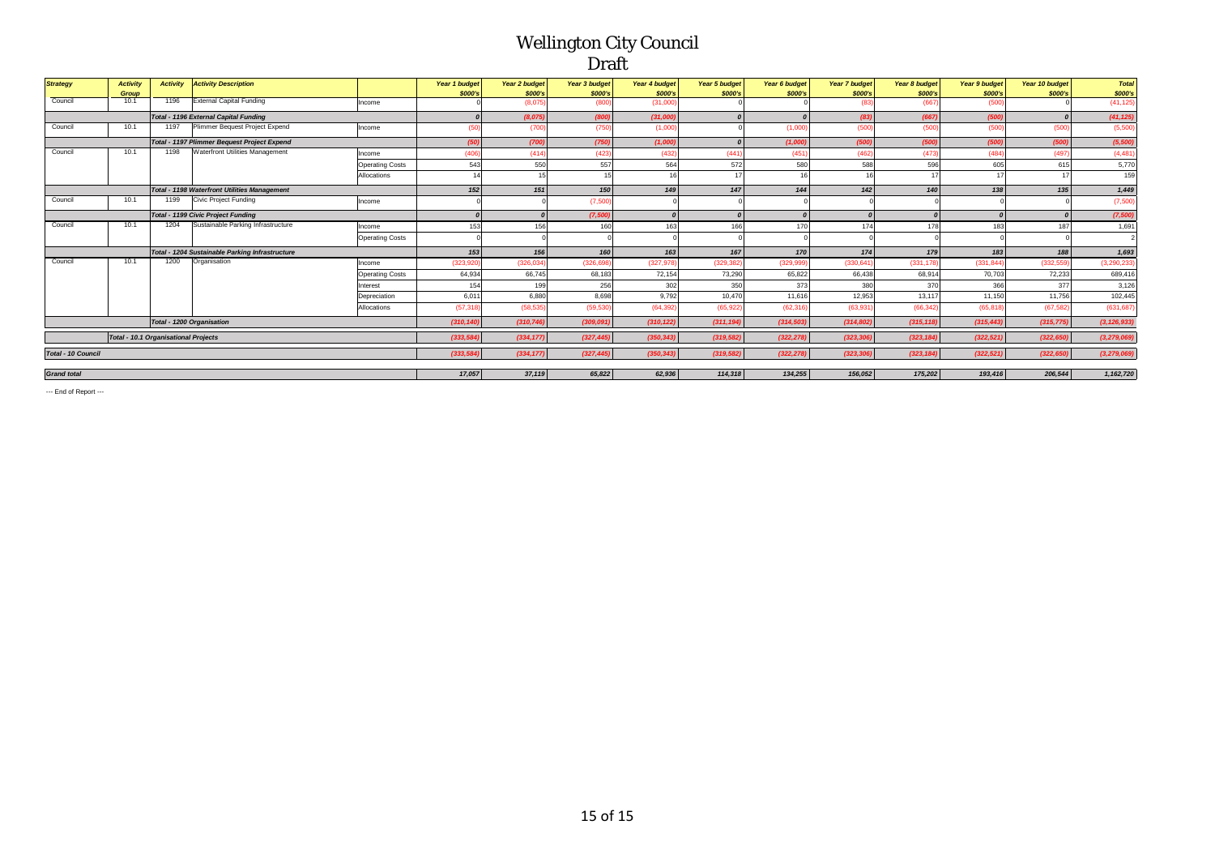# Wellington City Council

## Draft

| Strategy | Activity Group | Activity | Activity Description | | Year 1 budget $000's | Year 2 budget $000's | Year 3 budget $000's | Year 4 budget $000's | Year 5 budget $000's | Year 6 budget $000's | Year 7 budget $000's | Year 8 budget $000's | Year 9 budget $000's | Year 10 budget $000's | Total $000's |
|---|---|---|---|---|---|---|---|---|---|---|---|---|---|---|---|
| Council | 10.1 | 1196 | External Capital Funding | Income | 0 | (8,075) | (800) | (31,000) | 0 | 0 | (83) | (667) | (500) | 0 | (41,125) |
| | | | *Total - 1196 External Capital Funding* | | *0* | *(8,075)* | *(800)* | *(31,000)* | *0* | *0* | *(83)* | *(667)* | *(500)* | *0* | *(41,125)* |
| Council | 10.1 | 1197 | Plimmer Bequest Project Expend | Income | (50) | (700) | (750) | (1,000) | 0 | (1,000) | (500) | (500) | (500) | (500) | (5,500) |
| | | | *Total - 1197 Plimmer Bequest Project Expend* | | *(50)* | *(700)* | *(750)* | *(1,000)* | *0* | *(1,000)* | *(500)* | *(500)* | *(500)* | *(500)* | *(5,500)* |
| Council | 10.1 | 1198 | Waterfront Utilities Management | Income | (406) | (414) | (423) | (432) | (441) | (451) | (462) | (473) | (484) | (497) | (4,481) |
| | | | | Operating Costs | 543 | 550 | 557 | 564 | 572 | 580 | 588 | 596 | 605 | 615 | 5,770 |
| | | | | Allocations | 14 | 15 | 15 | 16 | 17 | 16 | 16 | 17 | 17 | 17 | 159 |
| | | | *Total - 1198 Waterfront Utilities Management* | | *152* | *151* | *150* | *149* | *147* | *144* | *142* | *140* | *138* | *135* | *1,449* |
| Council | 10.1 | 1199 | Civic Project Funding | Income | 0 | 0 | (7,500) | 0 | 0 | 0 | 0 | 0 | 0 | 0 | (7,500) |
| | | | *Total - 1199 Civic Project Funding* | | *0* | *0* | *(7,500)* | *0* | *0* | *0* | *0* | *0* | *0* | *0* | *(7,500)* |
| Council | 10.1 | 1204 | Sustainable Parking Infrastructure | Income | 153 | 156 | 160 | 163 | 166 | 170 | 174 | 178 | 183 | 187 | 1,691 |
| | | | | Operating Costs | 0 | 0 | 0 | 0 | 0 | 0 | 0 | 0 | 0 | 0 | 2 |
| | | | *Total - 1204 Sustainable Parking Infrastructure* | | *153* | *156* | *160* | *163* | *167* | *170* | *174* | *179* | *183* | *188* | *1,693* |
| Council | 10.1 | 1200 | Organisation | Income | (323,920) | (326,034) | (326,698) | (327,978) | (329,382) | (329,999) | (330,641) | (331,178) | (331,844) | (332,559) | (3,290,233) |
| | | | | Operating Costs | 64,934 | 66,745 | 68,183 | 72,154 | 73,290 | 65,822 | 66,438 | 68,914 | 70,703 | 72,233 | 689,416 |
| | | | | Interest | 154 | 199 | 256 | 302 | 350 | 373 | 380 | 370 | 366 | 377 | 3,126 |
| | | | | Depreciation | 6,011 | 6,880 | 8,698 | 9,792 | 10,470 | 11,616 | 12,953 | 13,117 | 11,150 | 11,756 | 102,445 |
| | | | | Allocations | (57,318) | (58,535) | (59,530) | (64,392) | (65,922) | (62,316) | (63,931) | (66,342) | (65,818) | (67,582) | (631,687) |
| | | | *Total - 1200 Organisation* | | *(310,140)* | *(310,746)* | *(309,091)* | *(310,122)* | *(311,194)* | *(314,503)* | *(314,802)* | *(315,118)* | *(315,443)* | *(315,775)* | *(3,126,933)* |
| | *Total - 10.1 Organisational Projects* | | | | *(333,584)* | *(334,177)* | *(327,445)* | *(350,343)* | *(319,582)* | *(322,278)* | *(323,306)* | *(323,184)* | *(322,521)* | *(322,650)* | *(3,279,069)* |
| *Total - 10 Council* | | | | | *(333,584)* | *(334,177)* | *(327,445)* | *(350,343)* | *(319,582)* | *(322,278)* | *(323,306)* | *(323,184)* | *(322,521)* | *(322,650)* | *(3,279,069)* |
| *Grand total* | | | | | *17,057* | *37,119* | *65,822* | *62,936* | *114,318* | *134,255* | *156,052* | *175,202* | *193,416* | *206,544* | *1,162,720* |

--- End of Report ---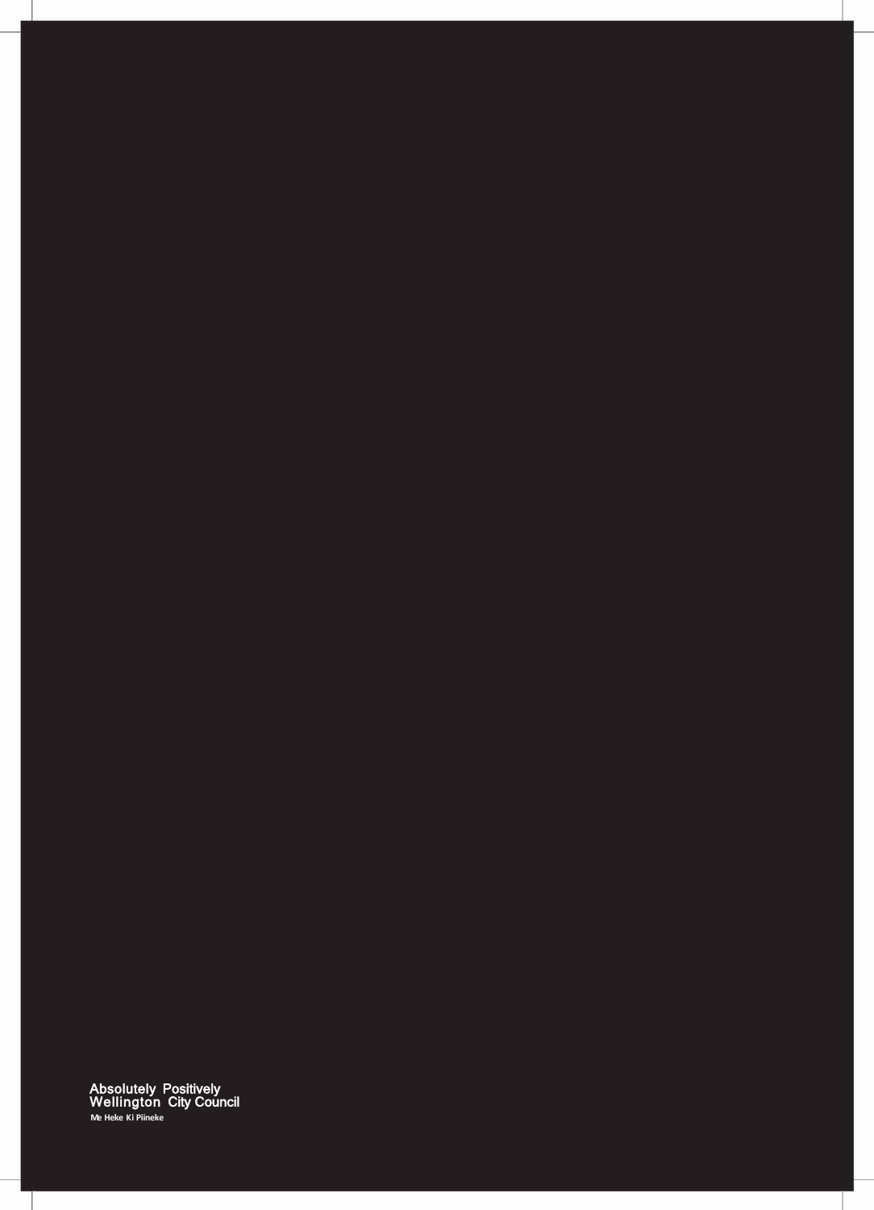Absolutely Positively
Wellington City Council
Me Heke Ki Pōneke